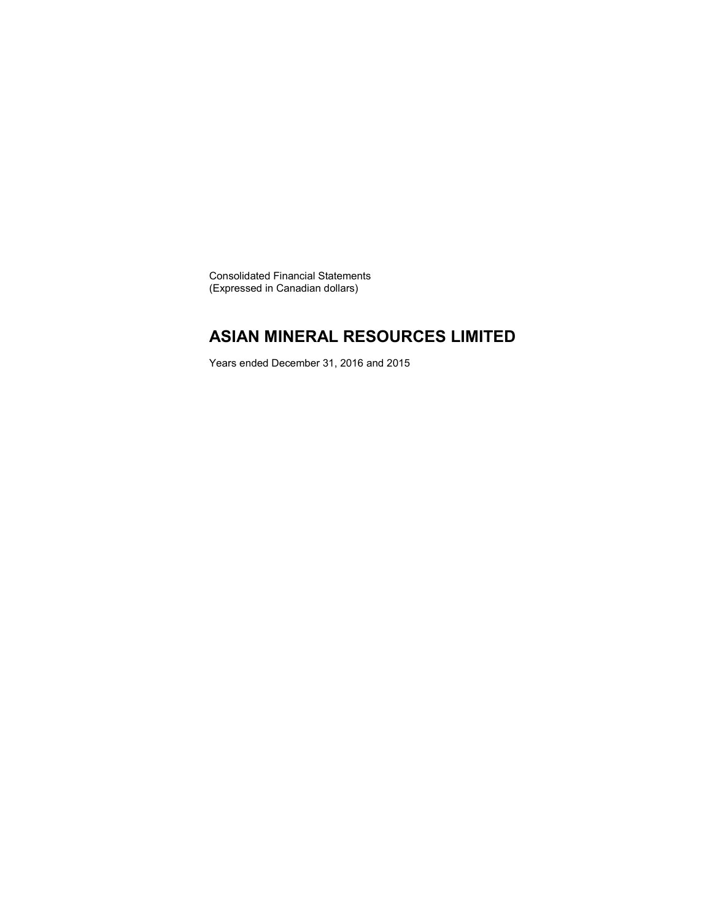Consolidated Financial Statements
(Expressed in Canadian dollars)

# ASIAN MINERAL RESOURCES LIMITED

Years ended December 31, 2016 and 2015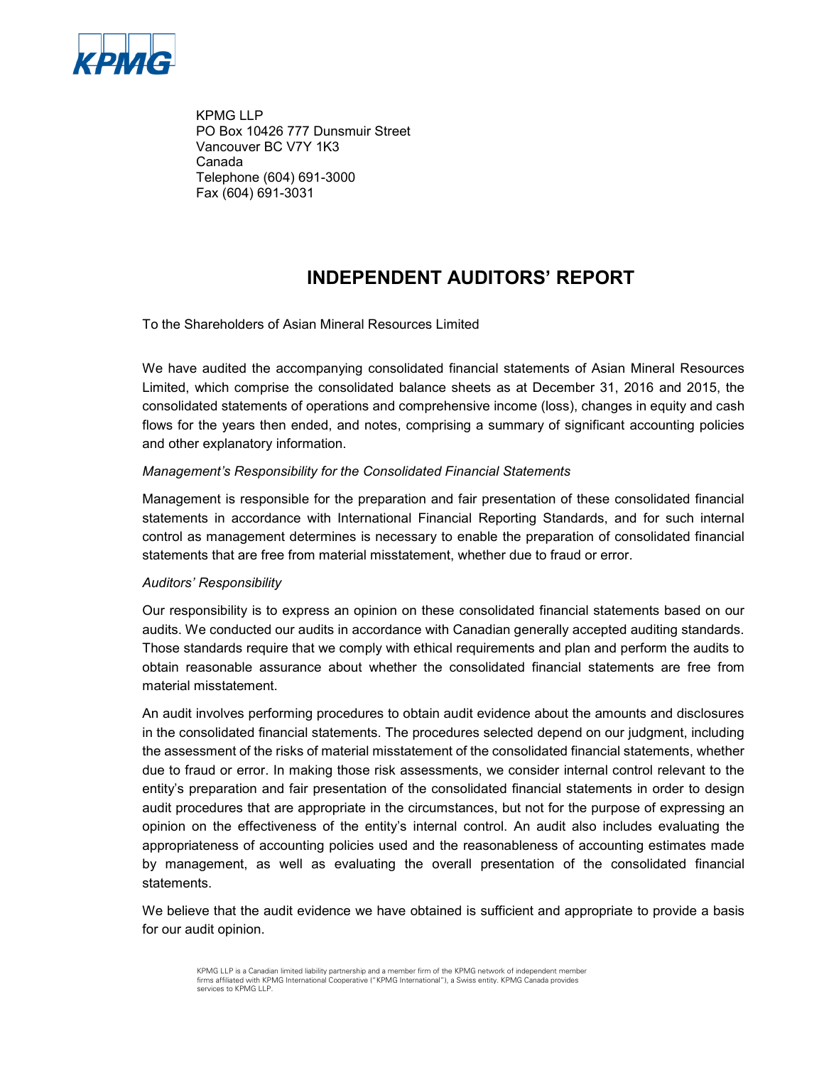KPMG LLP
PO Box 10426 777 Dunsmuir Street
Vancouver BC V7Y 1K3
Canada
Telephone (604) 691-3000
Fax (604) 691-3031

# INDEPENDENT AUDITORS' REPORT

To the Shareholders of Asian Mineral Resources Limited

We have audited the accompanying consolidated financial statements of Asian Mineral Resources Limited, which comprise the consolidated balance sheets as at December 31, 2016 and 2015, the consolidated statements of operations and comprehensive income (loss), changes in equity and cash flows for the years then ended, and notes, comprising a summary of significant accounting policies and other explanatory information.

*Management's Responsibility for the Consolidated Financial Statements*

Management is responsible for the preparation and fair presentation of these consolidated financial statements in accordance with International Financial Reporting Standards, and for such internal control as management determines is necessary to enable the preparation of consolidated financial statements that are free from material misstatement, whether due to fraud or error.

*Auditors' Responsibility*

Our responsibility is to express an opinion on these consolidated financial statements based on our audits. We conducted our audits in accordance with Canadian generally accepted auditing standards. Those standards require that we comply with ethical requirements and plan and perform the audits to obtain reasonable assurance about whether the consolidated financial statements are free from material misstatement.

An audit involves performing procedures to obtain audit evidence about the amounts and disclosures in the consolidated financial statements. The procedures selected depend on our judgment, including the assessment of the risks of material misstatement of the consolidated financial statements, whether due to fraud or error. In making those risk assessments, we consider internal control relevant to the entity's preparation and fair presentation of the consolidated financial statements in order to design audit procedures that are appropriate in the circumstances, but not for the purpose of expressing an opinion on the effectiveness of the entity's internal control. An audit also includes evaluating the appropriateness of accounting policies used and the reasonableness of accounting estimates made by management, as well as evaluating the overall presentation of the consolidated financial statements.

We believe that the audit evidence we have obtained is sufficient and appropriate to provide a basis for our audit opinion.

KPMG LLP is a Canadian limited liability partnership and a member firm of the KPMG network of independent member firms affiliated with KPMG International Cooperative ("KPMG International"), a Swiss entity. KPMG Canada provides services to KPMG LLP.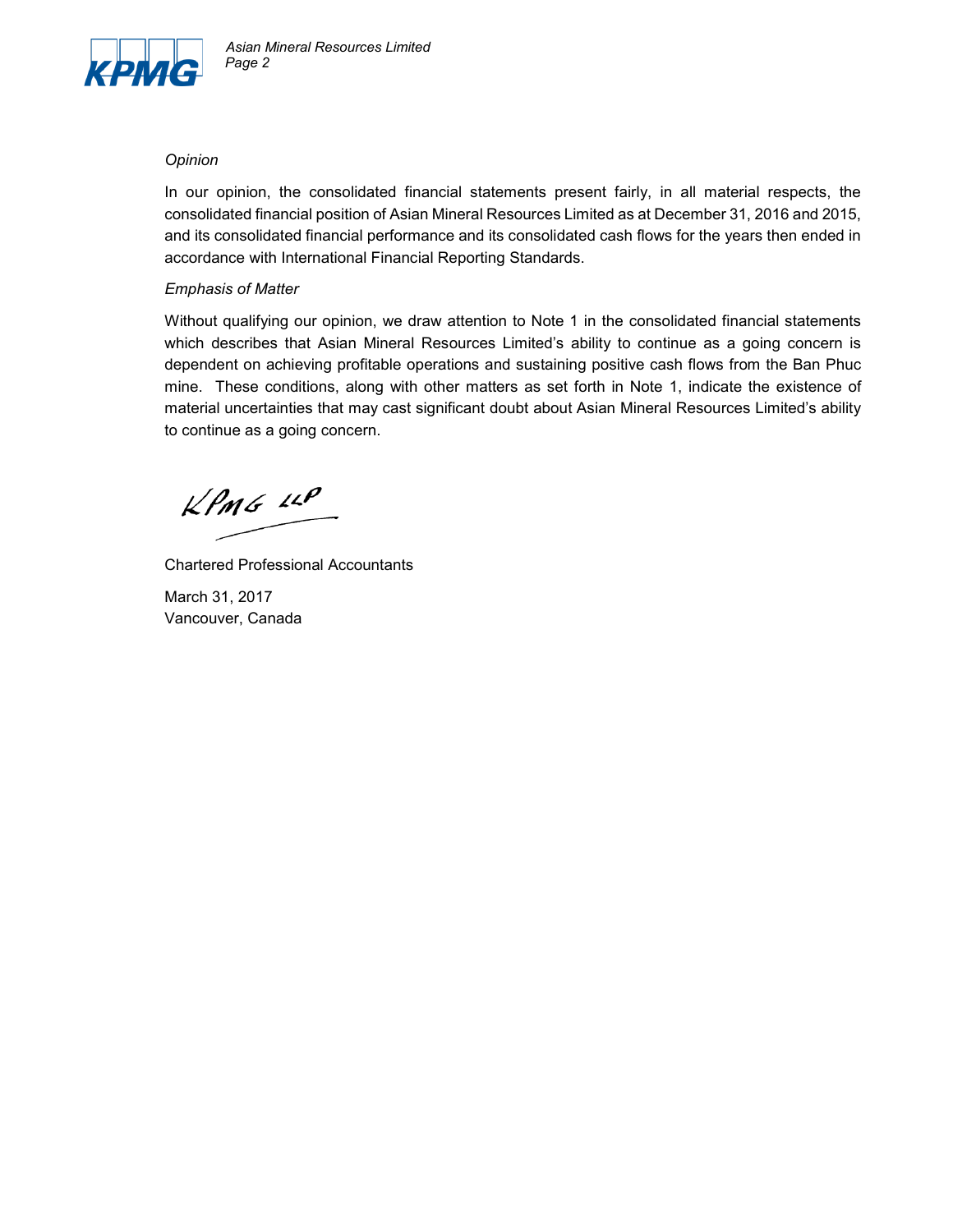*Opinion*

In our opinion, the consolidated financial statements present fairly, in all material respects, the consolidated financial position of Asian Mineral Resources Limited as at December 31, 2016 and 2015, and its consolidated financial performance and its consolidated cash flows for the years then ended in accordance with International Financial Reporting Standards.

*Emphasis of Matter*

Without qualifying our opinion, we draw attention to Note 1 in the consolidated financial statements which describes that Asian Mineral Resources Limited's ability to continue as a going concern is dependent on achieving profitable operations and sustaining positive cash flows from the Ban Phuc mine. These conditions, along with other matters as set forth in Note 1, indicate the existence of material uncertainties that may cast significant doubt about Asian Mineral Resources Limited's ability to continue as a going concern.

KPMG LLP

Chartered Professional Accountants

March 31, 2017
Vancouver, Canada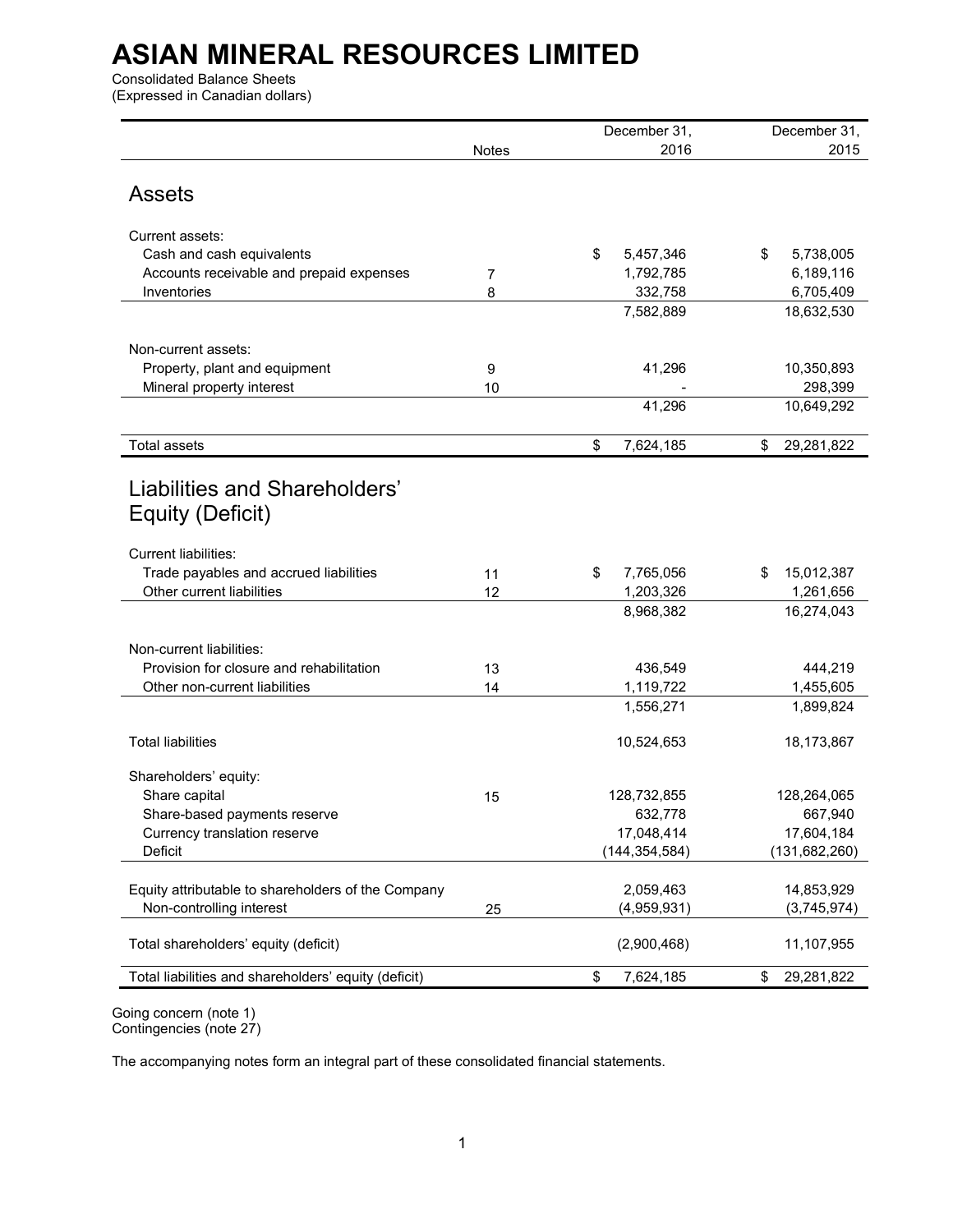# ASIAN MINERAL RESOURCES LIMITED

Consolidated Balance Sheets
(Expressed in Canadian dollars)

| | Notes | December 31, 2016 | December 31, 2015 |
|---|---|---|---|
| **Assets** | | | |
| Current assets: | | | |
| Cash and cash equivalents | | $ 5,457,346 | $ 5,738,005 |
| Accounts receivable and prepaid expenses | 7 | 1,792,785 | 6,189,116 |
| Inventories | 8 | 332,758 | 6,705,409 |
| | | 7,582,889 | 18,632,530 |
| Non-current assets: | | | |
| Property, plant and equipment | 9 | 41,296 | 10,350,893 |
| Mineral property interest | 10 | - | 298,399 |
| | | 41,296 | 10,649,292 |
| Total assets | | $ 7,624,185 | $ 29,281,822 |
| **Liabilities and Shareholders' Equity (Deficit)** | | | |
| Current liabilities: | | | |
| Trade payables and accrued liabilities | 11 | $ 7,765,056 | $ 15,012,387 |
| Other current liabilities | 12 | 1,203,326 | 1,261,656 |
| | | 8,968,382 | 16,274,043 |
| Non-current liabilities: | | | |
| Provision for closure and rehabilitation | 13 | 436,549 | 444,219 |
| Other non-current liabilities | 14 | 1,119,722 | 1,455,605 |
| | | 1,556,271 | 1,899,824 |
| Total liabilities | | 10,524,653 | 18,173,867 |
| Shareholders' equity: | | | |
| Share capital | 15 | 128,732,855 | 128,264,065 |
| Share-based payments reserve | | 632,778 | 667,940 |
| Currency translation reserve | | 17,048,414 | 17,604,184 |
| Deficit | | (144,354,584) | (131,682,260) |
| Equity attributable to shareholders of the Company | | 2,059,463 | 14,853,929 |
| Non-controlling interest | 25 | (4,959,931) | (3,745,974) |
| Total shareholders' equity (deficit) | | (2,900,468) | 11,107,955 |
| Total liabilities and shareholders' equity (deficit) | | $ 7,624,185 | $ 29,281,822 |

Going concern (note 1)
Contingencies (note 27)

The accompanying notes form an integral part of these consolidated financial statements.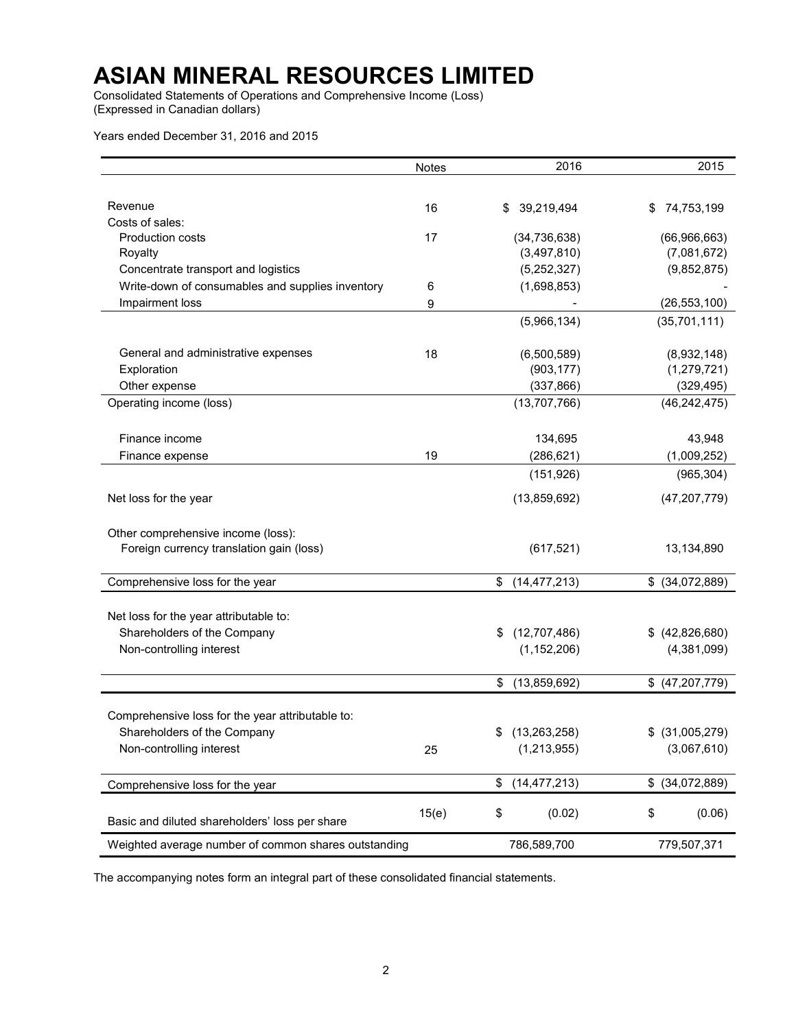# ASIAN MINERAL RESOURCES LIMITED

Consolidated Statements of Operations and Comprehensive Income (Loss)
(Expressed in Canadian dollars)

Years ended December 31, 2016 and 2015

| | Notes | 2016 | 2015 |
|---|---|---|---|
| Revenue | 16 | $ 39,219,494 | $ 74,753,199 |
| Costs of sales: | | | |
| Production costs | 17 | (34,736,638) | (66,966,663) |
| Royalty | | (3,497,810) | (7,081,672) |
| Concentrate transport and logistics | | (5,252,327) | (9,852,875) |
| Write-down of consumables and supplies inventory | 6 | (1,698,853) | - |
| Impairment loss | 9 | - | (26,553,100) |
| | | (5,966,134) | (35,701,111) |
| General and administrative expenses | 18 | (6,500,589) | (8,932,148) |
| Exploration | | (903,177) | (1,279,721) |
| Other expense | | (337,866) | (329,495) |
| Operating income (loss) | | (13,707,766) | (46,242,475) |
| Finance income | | 134,695 | 43,948 |
| Finance expense | 19 | (286,621) | (1,009,252) |
| | | (151,926) | (965,304) |
| Net loss for the year | | (13,859,692) | (47,207,779) |
| Other comprehensive income (loss): | | | |
| Foreign currency translation gain (loss) | | (617,521) | 13,134,890 |
| Comprehensive loss for the year | | $ (14,477,213) | $ (34,072,889) |
| Net loss for the year attributable to: | | | |
| Shareholders of the Company | | $ (12,707,486) | $ (42,826,680) |
| Non-controlling interest | | (1,152,206) | (4,381,099) |
| | | $ (13,859,692) | $ (47,207,779) |
| Comprehensive loss for the year attributable to: | | | |
| Shareholders of the Company | | $ (13,263,258) | $ (31,005,279) |
| Non-controlling interest | 25 | (1,213,955) | (3,067,610) |
| Comprehensive loss for the year | | $ (14,477,213) | $ (34,072,889) |
| Basic and diluted shareholders' loss per share | 15(e) | $ (0.02) | $ (0.06) |
| Weighted average number of common shares outstanding | | 786,589,700 | 779,507,371 |

The accompanying notes form an integral part of these consolidated financial statements.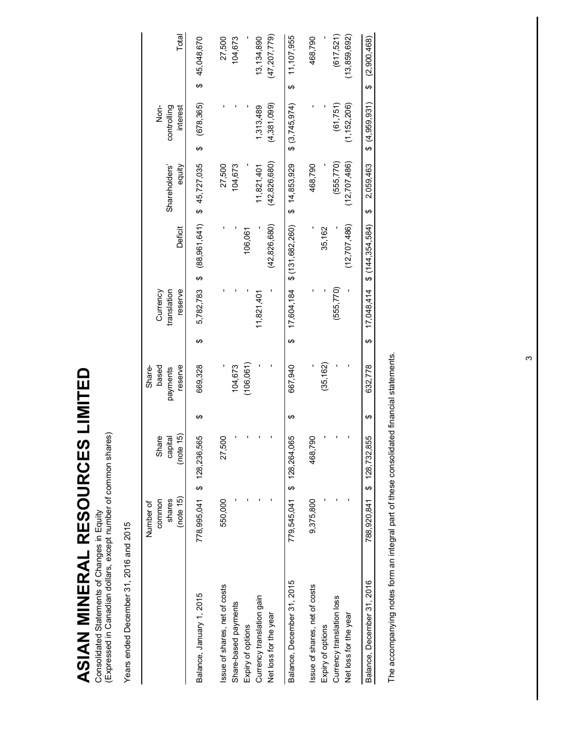# ASIAN MINERAL RESOURCES LIMITED

Consolidated Statements of Changes in Equity
(Expressed in Canadian dollars, except number of common shares)

Years ended December 31, 2016 and 2015

| | Number of common shares (note 15) | Share capital (note 15) | Share-based payments reserve | Currency translation reserve | Deficit | Shareholders' equity | Non-controlling interest | Total |
|---|---|---|---|---|---|---|---|---|
| Balance, January 1, 2015 | 778,995,041 | $ 128,236,565 | $ 669,328 | $ 5,782,783 | $ (88,961,641) | $ 45,727,035 | $ (678,365) | $ 45,048,670 |
| Issue of shares, net of costs | 550,000 | 27,500 | - | - | - | 27,500 | - | 27,500 |
| Share-based payments | - | - | 104,673 | - | - | 104,673 | - | 104,673 |
| Expiry of options | - | - | (106,061) | - | 106,061 | - | - | - |
| Currency translation gain | - | - | - | 11,821,401 | - | 11,821,401 | 1,313,489 | 13,134,890 |
| Net loss for the year | - | - | - | - | (42,826,680) | (42,826,680) | (4,381,099) | (47,207,779) |
| Balance, December 31, 2015 | 779,545,041 | $ 128,264,065 | $ 667,940 | $ 17,604,184 | $ (131,682,260) | $ 14,853,929 | $ (3,745,974) | $ 11,107,955 |
| Issue of shares, net of costs | 9,375,800 | 468,790 | - | - | - | 468,790 | - | 468,790 |
| Expiry of options | - | - | (35,162) | - | 35,162 | - | - | - |
| Currency translation loss | - | - | - | (555,770) | - | (555,770) | (61,751) | (617,521) |
| Net loss for the year | - | - | - | - | (12,707,486) | (12,707,486) | (1,152,206) | (13,859,692) |
| Balance, December 31, 2016 | 788,920,841 | $ 128,732,855 | $ 632,778 | $ 17,048,414 | $ (144,354,584) | $ 2,059,463 | $ (4,959,931) | $ (2,900,468) |

The accompanying notes form an integral part of these consolidated financial statements.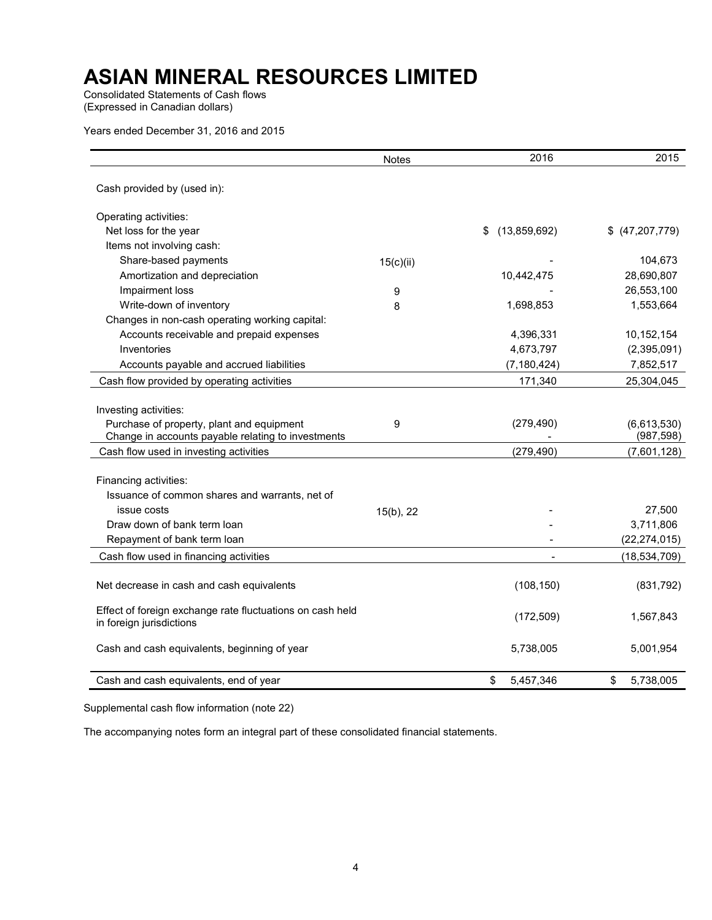# ASIAN MINERAL RESOURCES LIMITED

Consolidated Statements of Cash flows
(Expressed in Canadian dollars)

Years ended December 31, 2016 and 2015

| | Notes | 2016 | 2015 |
|---|---|---|---|
| Cash provided by (used in): | | | |
| Operating activities: | | | |
| Net loss for the year | | $ (13,859,692) | $ (47,207,779) |
| Items not involving cash: | | | |
| Share-based payments | 15(c)(ii) | - | 104,673 |
| Amortization and depreciation | | 10,442,475 | 28,690,807 |
| Impairment loss | 9 | - | 26,553,100 |
| Write-down of inventory | 8 | 1,698,853 | 1,553,664 |
| Changes in non-cash operating working capital: | | | |
| Accounts receivable and prepaid expenses | | 4,396,331 | 10,152,154 |
| Inventories | | 4,673,797 | (2,395,091) |
| Accounts payable and accrued liabilities | | (7,180,424) | 7,852,517 |
| Cash flow provided by operating activities | | 171,340 | 25,304,045 |
| Investing activities: | | | |
| Purchase of property, plant and equipment | 9 | (279,490) | (6,613,530) |
| Change in accounts payable relating to investments | | - | (987,598) |
| Cash flow used in investing activities | | (279,490) | (7,601,128) |
| Financing activities: | | | |
| Issuance of common shares and warrants, net of issue costs | 15(b), 22 | - | 27,500 |
| Draw down of bank term loan | | - | 3,711,806 |
| Repayment of bank term loan | | - | (22,274,015) |
| Cash flow used in financing activities | | - | (18,534,709) |
| Net decrease in cash and cash equivalents | | (108,150) | (831,792) |
| Effect of foreign exchange rate fluctuations on cash held in foreign jurisdictions | | (172,509) | 1,567,843 |
| Cash and cash equivalents, beginning of year | | 5,738,005 | 5,001,954 |
| Cash and cash equivalents, end of year | | $ 5,457,346 | $ 5,738,005 |

Supplemental cash flow information (note 22)

The accompanying notes form an integral part of these consolidated financial statements.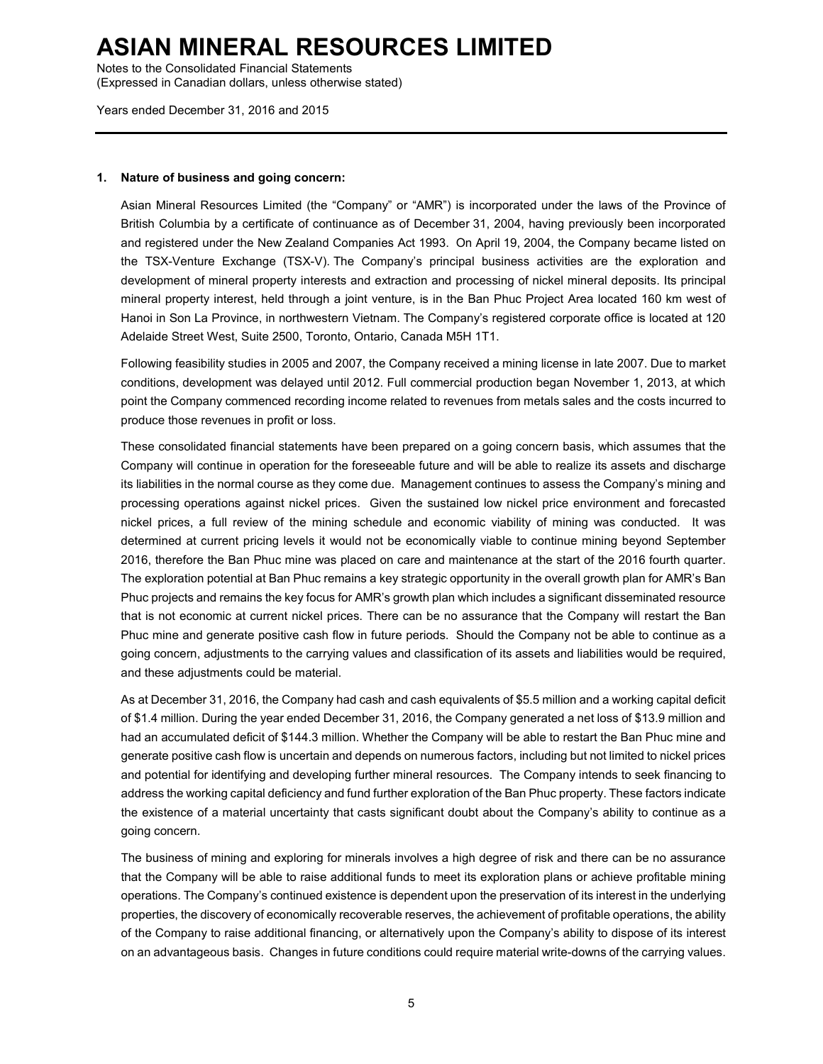## 1. Nature of business and going concern:

Asian Mineral Resources Limited (the "Company" or "AMR") is incorporated under the laws of the Province of British Columbia by a certificate of continuance as of December 31, 2004, having previously been incorporated and registered under the New Zealand Companies Act 1993. On April 19, 2004, the Company became listed on the TSX-Venture Exchange (TSX-V). The Company's principal business activities are the exploration and development of mineral property interests and extraction and processing of nickel mineral deposits. Its principal mineral property interest, held through a joint venture, is in the Ban Phuc Project Area located 160 km west of Hanoi in Son La Province, in northwestern Vietnam. The Company's registered corporate office is located at 120 Adelaide Street West, Suite 2500, Toronto, Ontario, Canada M5H 1T1.

Following feasibility studies in 2005 and 2007, the Company received a mining license in late 2007. Due to market conditions, development was delayed until 2012. Full commercial production began November 1, 2013, at which point the Company commenced recording income related to revenues from metals sales and the costs incurred to produce those revenues in profit or loss.

These consolidated financial statements have been prepared on a going concern basis, which assumes that the Company will continue in operation for the foreseeable future and will be able to realize its assets and discharge its liabilities in the normal course as they come due. Management continues to assess the Company's mining and processing operations against nickel prices. Given the sustained low nickel price environment and forecasted nickel prices, a full review of the mining schedule and economic viability of mining was conducted. It was determined at current pricing levels it would not be economically viable to continue mining beyond September 2016, therefore the Ban Phuc mine was placed on care and maintenance at the start of the 2016 fourth quarter. The exploration potential at Ban Phuc remains a key strategic opportunity in the overall growth plan for AMR's Ban Phuc projects and remains the key focus for AMR's growth plan which includes a significant disseminated resource that is not economic at current nickel prices. There can be no assurance that the Company will restart the Ban Phuc mine and generate positive cash flow in future periods. Should the Company not be able to continue as a going concern, adjustments to the carrying values and classification of its assets and liabilities would be required, and these adjustments could be material.

As at December 31, 2016, the Company had cash and cash equivalents of $5.5 million and a working capital deficit of $1.4 million. During the year ended December 31, 2016, the Company generated a net loss of $13.9 million and had an accumulated deficit of $144.3 million. Whether the Company will be able to restart the Ban Phuc mine and generate positive cash flow is uncertain and depends on numerous factors, including but not limited to nickel prices and potential for identifying and developing further mineral resources. The Company intends to seek financing to address the working capital deficiency and fund further exploration of the Ban Phuc property. These factors indicate the existence of a material uncertainty that casts significant doubt about the Company's ability to continue as a going concern.

The business of mining and exploring for minerals involves a high degree of risk and there can be no assurance that the Company will be able to raise additional funds to meet its exploration plans or achieve profitable mining operations. The Company's continued existence is dependent upon the preservation of its interest in the underlying properties, the discovery of economically recoverable reserves, the achievement of profitable operations, the ability of the Company to raise additional financing, or alternatively upon the Company's ability to dispose of its interest on an advantageous basis. Changes in future conditions could require material write-downs of the carrying values.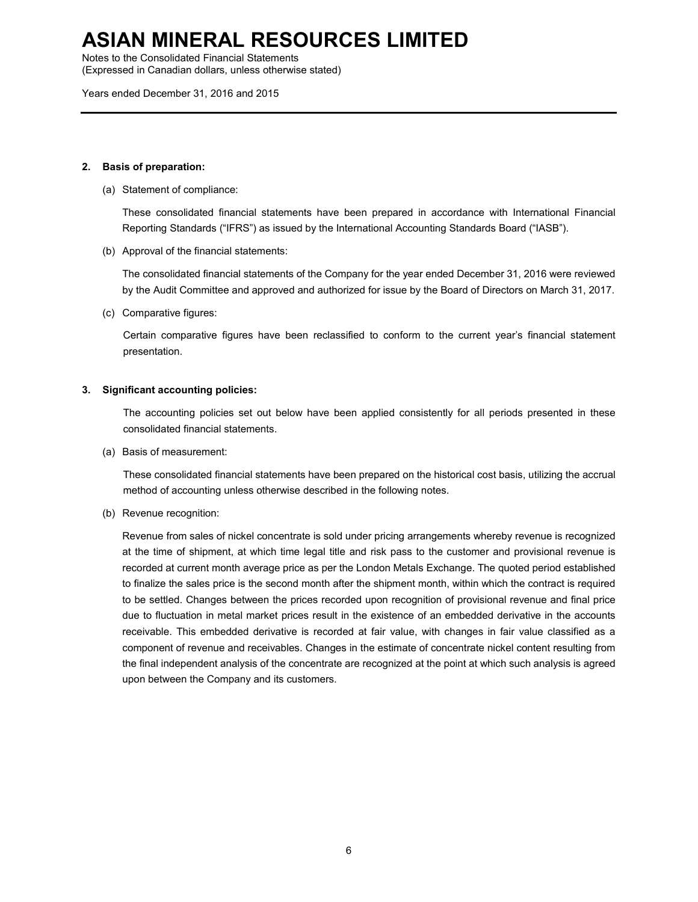**2. Basis of preparation:**

(a) Statement of compliance:

These consolidated financial statements have been prepared in accordance with International Financial Reporting Standards ("IFRS") as issued by the International Accounting Standards Board ("IASB").

(b) Approval of the financial statements:

The consolidated financial statements of the Company for the year ended December 31, 2016 were reviewed by the Audit Committee and approved and authorized for issue by the Board of Directors on March 31, 2017.

(c) Comparative figures:

Certain comparative figures have been reclassified to conform to the current year's financial statement presentation.

**3. Significant accounting policies:**

The accounting policies set out below have been applied consistently for all periods presented in these consolidated financial statements.

(a) Basis of measurement:

These consolidated financial statements have been prepared on the historical cost basis, utilizing the accrual method of accounting unless otherwise described in the following notes.

(b) Revenue recognition:

Revenue from sales of nickel concentrate is sold under pricing arrangements whereby revenue is recognized at the time of shipment, at which time legal title and risk pass to the customer and provisional revenue is recorded at current month average price as per the London Metals Exchange. The quoted period established to finalize the sales price is the second month after the shipment month, within which the contract is required to be settled. Changes between the prices recorded upon recognition of provisional revenue and final price due to fluctuation in metal market prices result in the existence of an embedded derivative in the accounts receivable. This embedded derivative is recorded at fair value, with changes in fair value classified as a component of revenue and receivables. Changes in the estimate of concentrate nickel content resulting from the final independent analysis of the concentrate are recognized at the point at which such analysis is agreed upon between the Company and its customers.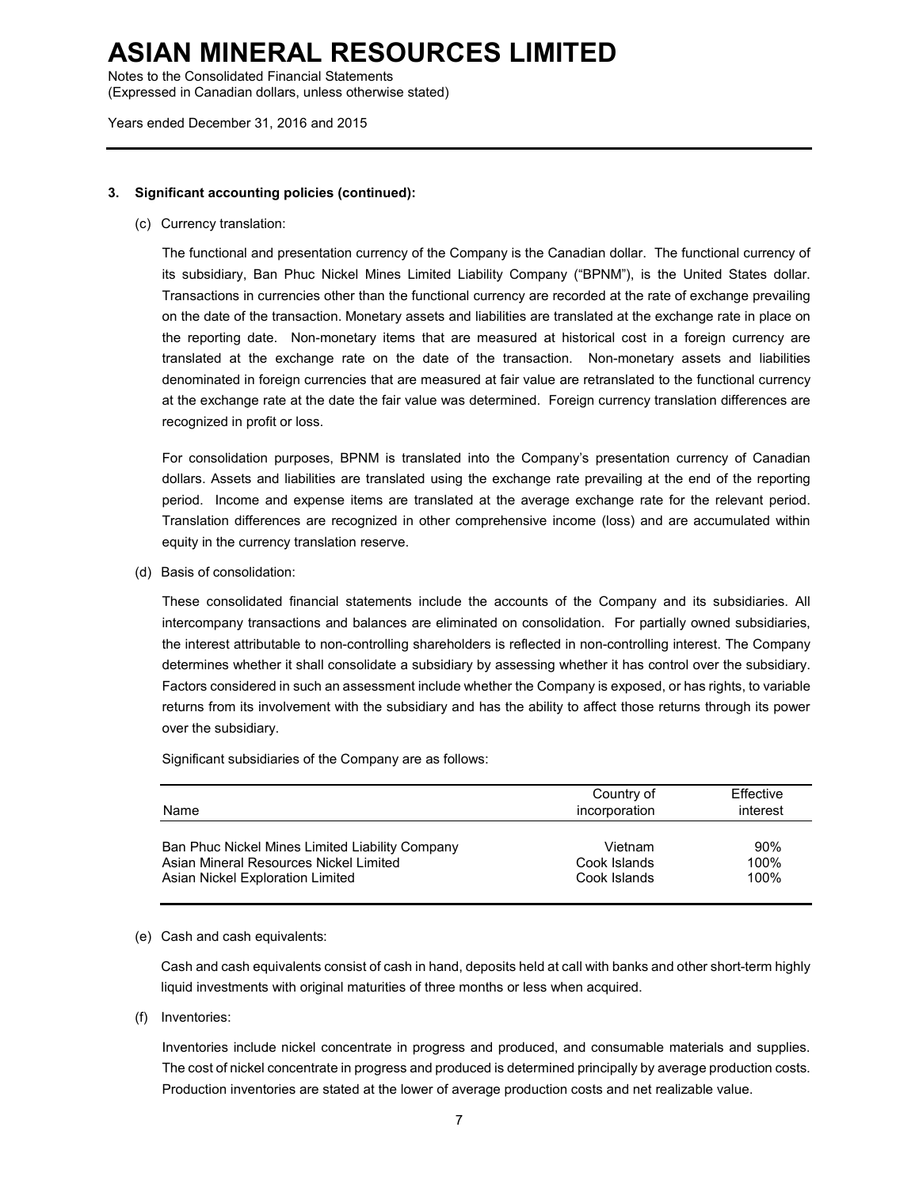### 3. Significant accounting policies (continued):

(c) Currency translation:

The functional and presentation currency of the Company is the Canadian dollar. The functional currency of its subsidiary, Ban Phuc Nickel Mines Limited Liability Company ("BPNM"), is the United States dollar. Transactions in currencies other than the functional currency are recorded at the rate of exchange prevailing on the date of the transaction. Monetary assets and liabilities are translated at the exchange rate in place on the reporting date. Non-monetary items that are measured at historical cost in a foreign currency are translated at the exchange rate on the date of the transaction. Non-monetary assets and liabilities denominated in foreign currencies that are measured at fair value are retranslated to the functional currency at the exchange rate at the date the fair value was determined. Foreign currency translation differences are recognized in profit or loss.

For consolidation purposes, BPNM is translated into the Company's presentation currency of Canadian dollars. Assets and liabilities are translated using the exchange rate prevailing at the end of the reporting period. Income and expense items are translated at the average exchange rate for the relevant period. Translation differences are recognized in other comprehensive income (loss) and are accumulated within equity in the currency translation reserve.

(d) Basis of consolidation:

These consolidated financial statements include the accounts of the Company and its subsidiaries. All intercompany transactions and balances are eliminated on consolidation. For partially owned subsidiaries, the interest attributable to non-controlling shareholders is reflected in non-controlling interest. The Company determines whether it shall consolidate a subsidiary by assessing whether it has control over the subsidiary. Factors considered in such an assessment include whether the Company is exposed, or has rights, to variable returns from its involvement with the subsidiary and has the ability to affect those returns through its power over the subsidiary.

Significant subsidiaries of the Company are as follows:

| Name | Country of incorporation | Effective interest |
|---|---|---|
| Ban Phuc Nickel Mines Limited Liability Company | Vietnam | 90% |
| Asian Mineral Resources Nickel Limited | Cook Islands | 100% |
| Asian Nickel Exploration Limited | Cook Islands | 100% |

(e) Cash and cash equivalents:

Cash and cash equivalents consist of cash in hand, deposits held at call with banks and other short-term highly liquid investments with original maturities of three months or less when acquired.

(f) Inventories:

Inventories include nickel concentrate in progress and produced, and consumable materials and supplies. The cost of nickel concentrate in progress and produced is determined principally by average production costs. Production inventories are stated at the lower of average production costs and net realizable value.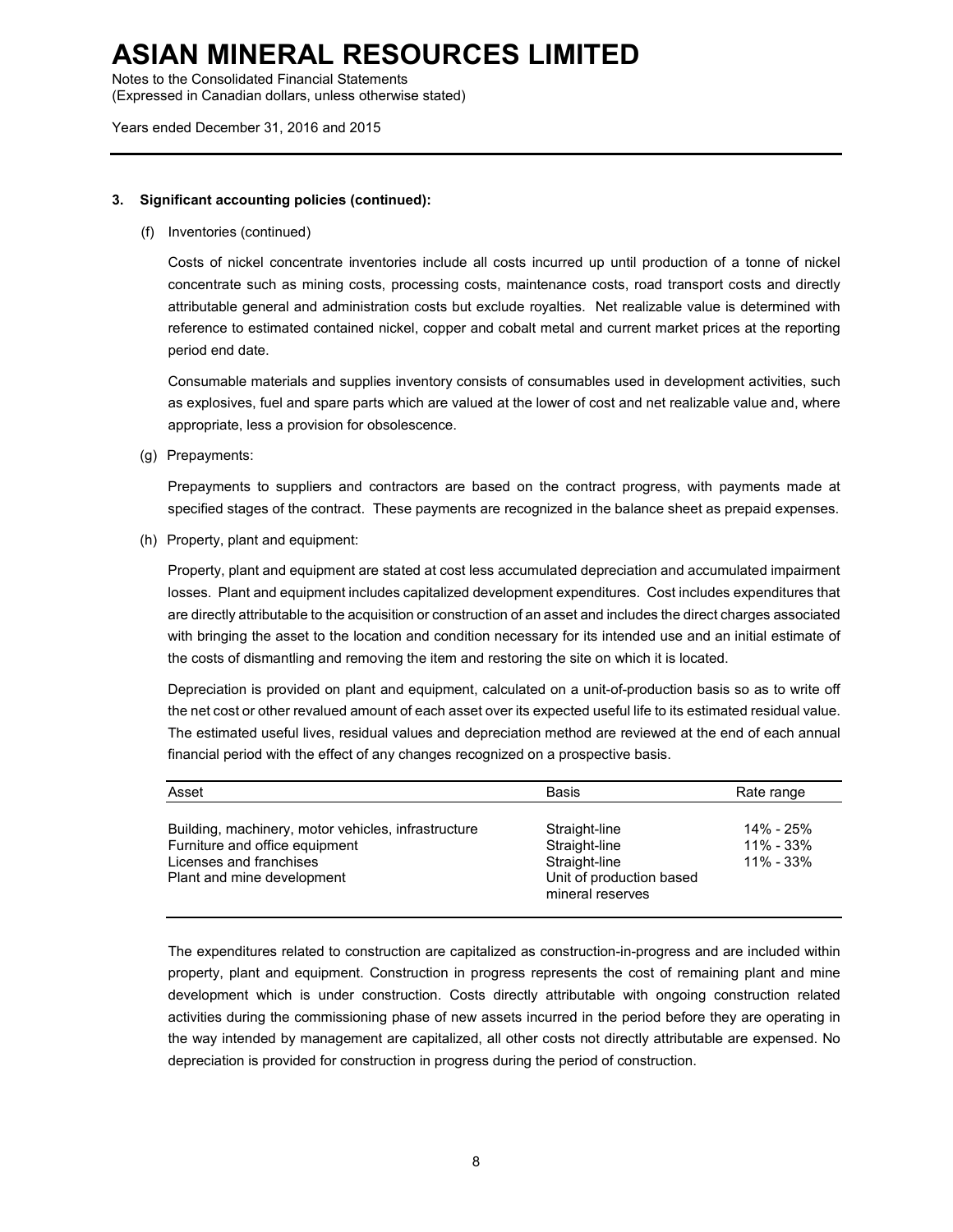### 3. Significant accounting policies (continued):

(f) Inventories (continued)

Costs of nickel concentrate inventories include all costs incurred up until production of a tonne of nickel concentrate such as mining costs, processing costs, maintenance costs, road transport costs and directly attributable general and administration costs but exclude royalties. Net realizable value is determined with reference to estimated contained nickel, copper and cobalt metal and current market prices at the reporting period end date.

Consumable materials and supplies inventory consists of consumables used in development activities, such as explosives, fuel and spare parts which are valued at the lower of cost and net realizable value and, where appropriate, less a provision for obsolescence.

(g) Prepayments:

Prepayments to suppliers and contractors are based on the contract progress, with payments made at specified stages of the contract. These payments are recognized in the balance sheet as prepaid expenses.

(h) Property, plant and equipment:

Property, plant and equipment are stated at cost less accumulated depreciation and accumulated impairment losses. Plant and equipment includes capitalized development expenditures. Cost includes expenditures that are directly attributable to the acquisition or construction of an asset and includes the direct charges associated with bringing the asset to the location and condition necessary for its intended use and an initial estimate of the costs of dismantling and removing the item and restoring the site on which it is located.

Depreciation is provided on plant and equipment, calculated on a unit-of-production basis so as to write off the net cost or other revalued amount of each asset over its expected useful life to its estimated residual value. The estimated useful lives, residual values and depreciation method are reviewed at the end of each annual financial period with the effect of any changes recognized on a prospective basis.

| Asset | Basis | Rate range |
|---|---|---|
| Building, machinery, motor vehicles, infrastructure | Straight-line | 14% - 25% |
| Furniture and office equipment | Straight-line | 11% - 33% |
| Licenses and franchises | Straight-line | 11% - 33% |
| Plant and mine development | Unit of production based mineral reserves | |

The expenditures related to construction are capitalized as construction-in-progress and are included within property, plant and equipment. Construction in progress represents the cost of remaining plant and mine development which is under construction. Costs directly attributable with ongoing construction related activities during the commissioning phase of new assets incurred in the period before they are operating in the way intended by management are capitalized, all other costs not directly attributable are expensed. No depreciation is provided for construction in progress during the period of construction.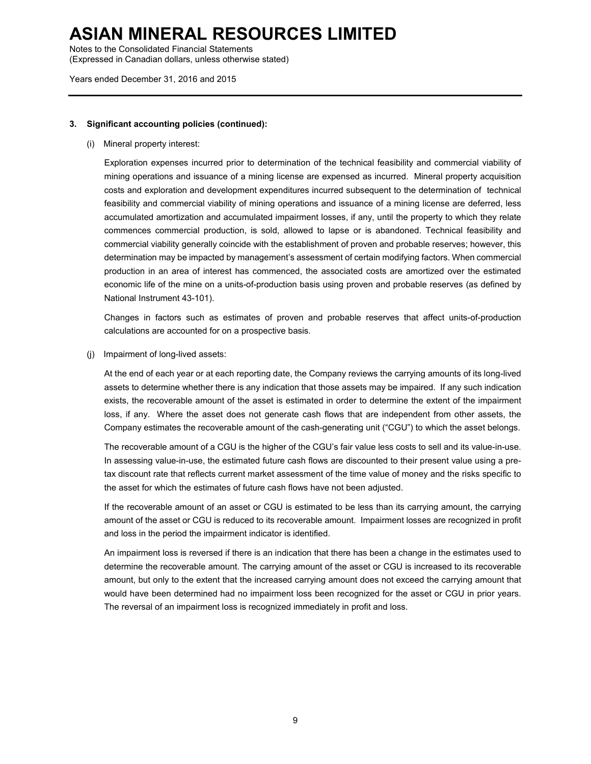### 3. Significant accounting policies (continued):

(i) Mineral property interest:

Exploration expenses incurred prior to determination of the technical feasibility and commercial viability of mining operations and issuance of a mining license are expensed as incurred. Mineral property acquisition costs and exploration and development expenditures incurred subsequent to the determination of technical feasibility and commercial viability of mining operations and issuance of a mining license are deferred, less accumulated amortization and accumulated impairment losses, if any, until the property to which they relate commences commercial production, is sold, allowed to lapse or is abandoned. Technical feasibility and commercial viability generally coincide with the establishment of proven and probable reserves; however, this determination may be impacted by management's assessment of certain modifying factors. When commercial production in an area of interest has commenced, the associated costs are amortized over the estimated economic life of the mine on a units-of-production basis using proven and probable reserves (as defined by National Instrument 43-101).

Changes in factors such as estimates of proven and probable reserves that affect units-of-production calculations are accounted for on a prospective basis.

(j) Impairment of long-lived assets:

At the end of each year or at each reporting date, the Company reviews the carrying amounts of its long-lived assets to determine whether there is any indication that those assets may be impaired. If any such indication exists, the recoverable amount of the asset is estimated in order to determine the extent of the impairment loss, if any. Where the asset does not generate cash flows that are independent from other assets, the Company estimates the recoverable amount of the cash-generating unit ("CGU") to which the asset belongs.

The recoverable amount of a CGU is the higher of the CGU's fair value less costs to sell and its value-in-use. In assessing value-in-use, the estimated future cash flows are discounted to their present value using a pre-tax discount rate that reflects current market assessment of the time value of money and the risks specific to the asset for which the estimates of future cash flows have not been adjusted.

If the recoverable amount of an asset or CGU is estimated to be less than its carrying amount, the carrying amount of the asset or CGU is reduced to its recoverable amount. Impairment losses are recognized in profit and loss in the period the impairment indicator is identified.

An impairment loss is reversed if there is an indication that there has been a change in the estimates used to determine the recoverable amount. The carrying amount of the asset or CGU is increased to its recoverable amount, but only to the extent that the increased carrying amount does not exceed the carrying amount that would have been determined had no impairment loss been recognized for the asset or CGU in prior years. The reversal of an impairment loss is recognized immediately in profit and loss.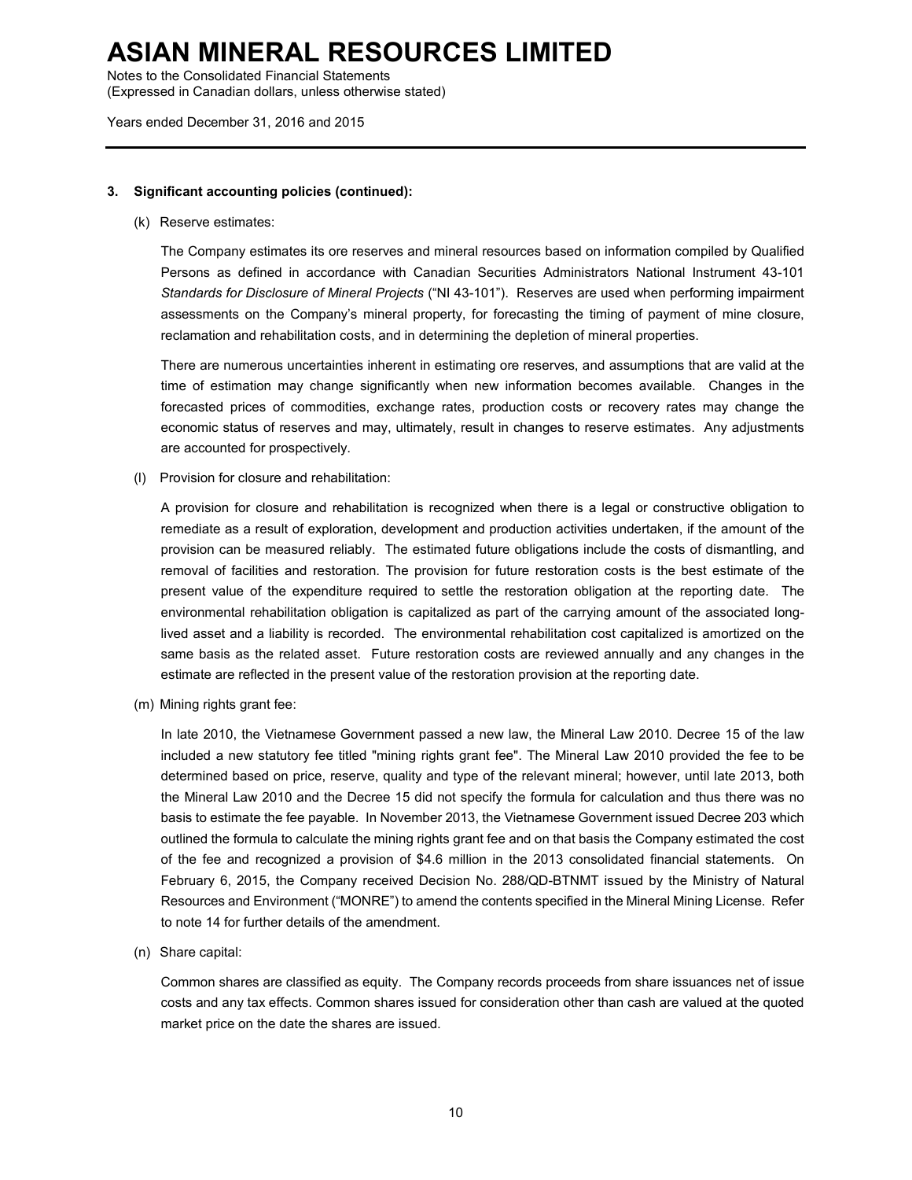### 3. Significant accounting policies (continued):

(k) Reserve estimates:

The Company estimates its ore reserves and mineral resources based on information compiled by Qualified Persons as defined in accordance with Canadian Securities Administrators National Instrument 43-101 *Standards for Disclosure of Mineral Projects* ("NI 43-101"). Reserves are used when performing impairment assessments on the Company's mineral property, for forecasting the timing of payment of mine closure, reclamation and rehabilitation costs, and in determining the depletion of mineral properties.

There are numerous uncertainties inherent in estimating ore reserves, and assumptions that are valid at the time of estimation may change significantly when new information becomes available. Changes in the forecasted prices of commodities, exchange rates, production costs or recovery rates may change the economic status of reserves and may, ultimately, result in changes to reserve estimates. Any adjustments are accounted for prospectively.

(l) Provision for closure and rehabilitation:

A provision for closure and rehabilitation is recognized when there is a legal or constructive obligation to remediate as a result of exploration, development and production activities undertaken, if the amount of the provision can be measured reliably. The estimated future obligations include the costs of dismantling, and removal of facilities and restoration. The provision for future restoration costs is the best estimate of the present value of the expenditure required to settle the restoration obligation at the reporting date. The environmental rehabilitation obligation is capitalized as part of the carrying amount of the associated long-lived asset and a liability is recorded. The environmental rehabilitation cost capitalized is amortized on the same basis as the related asset. Future restoration costs are reviewed annually and any changes in the estimate are reflected in the present value of the restoration provision at the reporting date.

(m) Mining rights grant fee:

In late 2010, the Vietnamese Government passed a new law, the Mineral Law 2010. Decree 15 of the law included a new statutory fee titled "mining rights grant fee". The Mineral Law 2010 provided the fee to be determined based on price, reserve, quality and type of the relevant mineral; however, until late 2013, both the Mineral Law 2010 and the Decree 15 did not specify the formula for calculation and thus there was no basis to estimate the fee payable. In November 2013, the Vietnamese Government issued Decree 203 which outlined the formula to calculate the mining rights grant fee and on that basis the Company estimated the cost of the fee and recognized a provision of $4.6 million in the 2013 consolidated financial statements. On February 6, 2015, the Company received Decision No. 288/QD-BTNMT issued by the Ministry of Natural Resources and Environment ("MONRE") to amend the contents specified in the Mineral Mining License. Refer to note 14 for further details of the amendment.

(n) Share capital:

Common shares are classified as equity. The Company records proceeds from share issuances net of issue costs and any tax effects. Common shares issued for consideration other than cash are valued at the quoted market price on the date the shares are issued.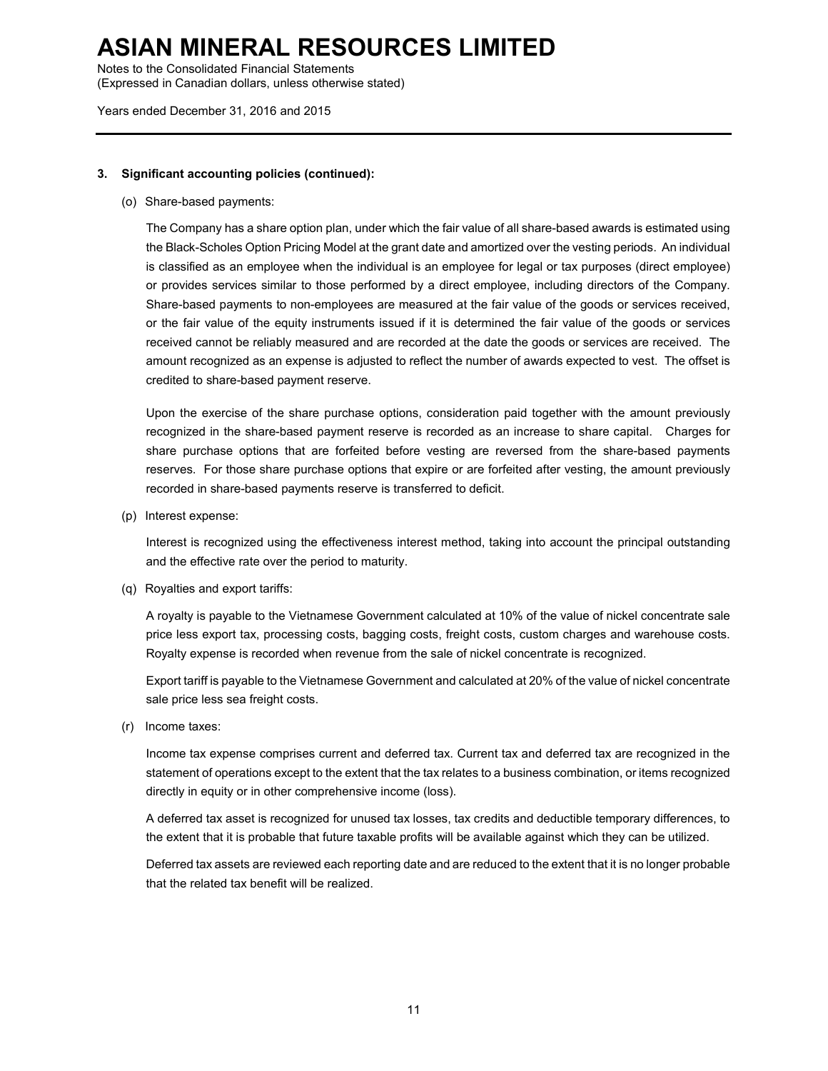### 3. Significant accounting policies (continued):

(o) Share-based payments:

The Company has a share option plan, under which the fair value of all share-based awards is estimated using the Black-Scholes Option Pricing Model at the grant date and amortized over the vesting periods. An individual is classified as an employee when the individual is an employee for legal or tax purposes (direct employee) or provides services similar to those performed by a direct employee, including directors of the Company. Share-based payments to non-employees are measured at the fair value of the goods or services received, or the fair value of the equity instruments issued if it is determined the fair value of the goods or services received cannot be reliably measured and are recorded at the date the goods or services are received. The amount recognized as an expense is adjusted to reflect the number of awards expected to vest. The offset is credited to share-based payment reserve.

Upon the exercise of the share purchase options, consideration paid together with the amount previously recognized in the share-based payment reserve is recorded as an increase to share capital. Charges for share purchase options that are forfeited before vesting are reversed from the share-based payments reserves. For those share purchase options that expire or are forfeited after vesting, the amount previously recorded in share-based payments reserve is transferred to deficit.

(p) Interest expense:

Interest is recognized using the effectiveness interest method, taking into account the principal outstanding and the effective rate over the period to maturity.

(q) Royalties and export tariffs:

A royalty is payable to the Vietnamese Government calculated at 10% of the value of nickel concentrate sale price less export tax, processing costs, bagging costs, freight costs, custom charges and warehouse costs. Royalty expense is recorded when revenue from the sale of nickel concentrate is recognized.

Export tariff is payable to the Vietnamese Government and calculated at 20% of the value of nickel concentrate sale price less sea freight costs.

(r) Income taxes:

Income tax expense comprises current and deferred tax. Current tax and deferred tax are recognized in the statement of operations except to the extent that the tax relates to a business combination, or items recognized directly in equity or in other comprehensive income (loss).

A deferred tax asset is recognized for unused tax losses, tax credits and deductible temporary differences, to the extent that it is probable that future taxable profits will be available against which they can be utilized.

Deferred tax assets are reviewed each reporting date and are reduced to the extent that it is no longer probable that the related tax benefit will be realized.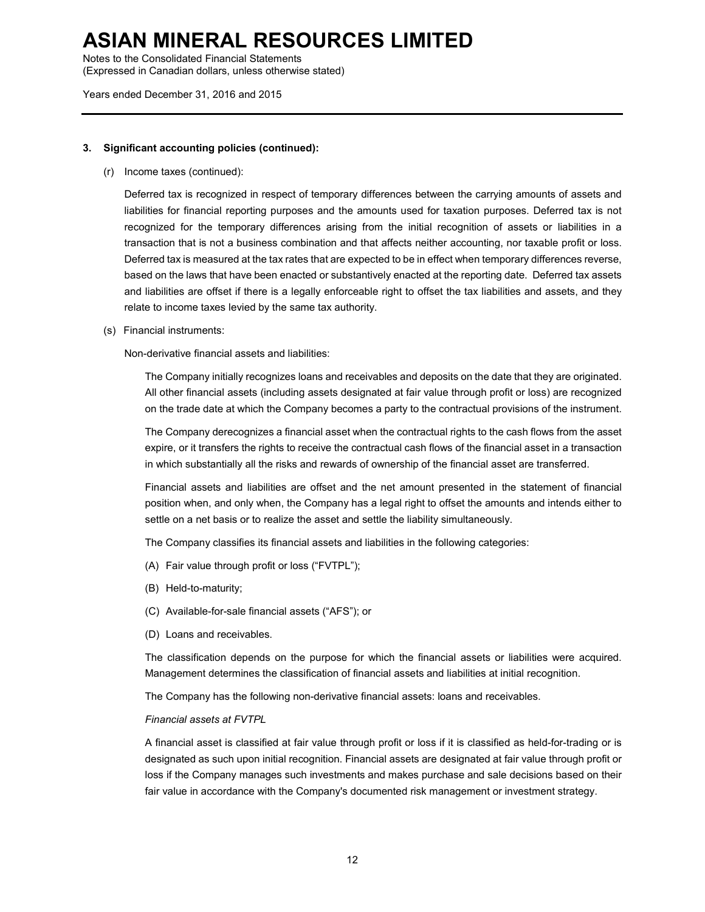### 3. Significant accounting policies (continued):

(r) Income taxes (continued):

Deferred tax is recognized in respect of temporary differences between the carrying amounts of assets and liabilities for financial reporting purposes and the amounts used for taxation purposes. Deferred tax is not recognized for the temporary differences arising from the initial recognition of assets or liabilities in a transaction that is not a business combination and that affects neither accounting, nor taxable profit or loss. Deferred tax is measured at the tax rates that are expected to be in effect when temporary differences reverse, based on the laws that have been enacted or substantively enacted at the reporting date. Deferred tax assets and liabilities are offset if there is a legally enforceable right to offset the tax liabilities and assets, and they relate to income taxes levied by the same tax authority.

(s) Financial instruments:

Non-derivative financial assets and liabilities:

The Company initially recognizes loans and receivables and deposits on the date that they are originated. All other financial assets (including assets designated at fair value through profit or loss) are recognized on the trade date at which the Company becomes a party to the contractual provisions of the instrument.

The Company derecognizes a financial asset when the contractual rights to the cash flows from the asset expire, or it transfers the rights to receive the contractual cash flows of the financial asset in a transaction in which substantially all the risks and rewards of ownership of the financial asset are transferred.

Financial assets and liabilities are offset and the net amount presented in the statement of financial position when, and only when, the Company has a legal right to offset the amounts and intends either to settle on a net basis or to realize the asset and settle the liability simultaneously.

The Company classifies its financial assets and liabilities in the following categories:

(A) Fair value through profit or loss ("FVTPL");

(B) Held-to-maturity;

(C) Available-for-sale financial assets ("AFS"); or

(D) Loans and receivables.

The classification depends on the purpose for which the financial assets or liabilities were acquired. Management determines the classification of financial assets and liabilities at initial recognition.

The Company has the following non-derivative financial assets: loans and receivables.

*Financial assets at FVTPL*

A financial asset is classified at fair value through profit or loss if it is classified as held-for-trading or is designated as such upon initial recognition. Financial assets are designated at fair value through profit or loss if the Company manages such investments and makes purchase and sale decisions based on their fair value in accordance with the Company's documented risk management or investment strategy.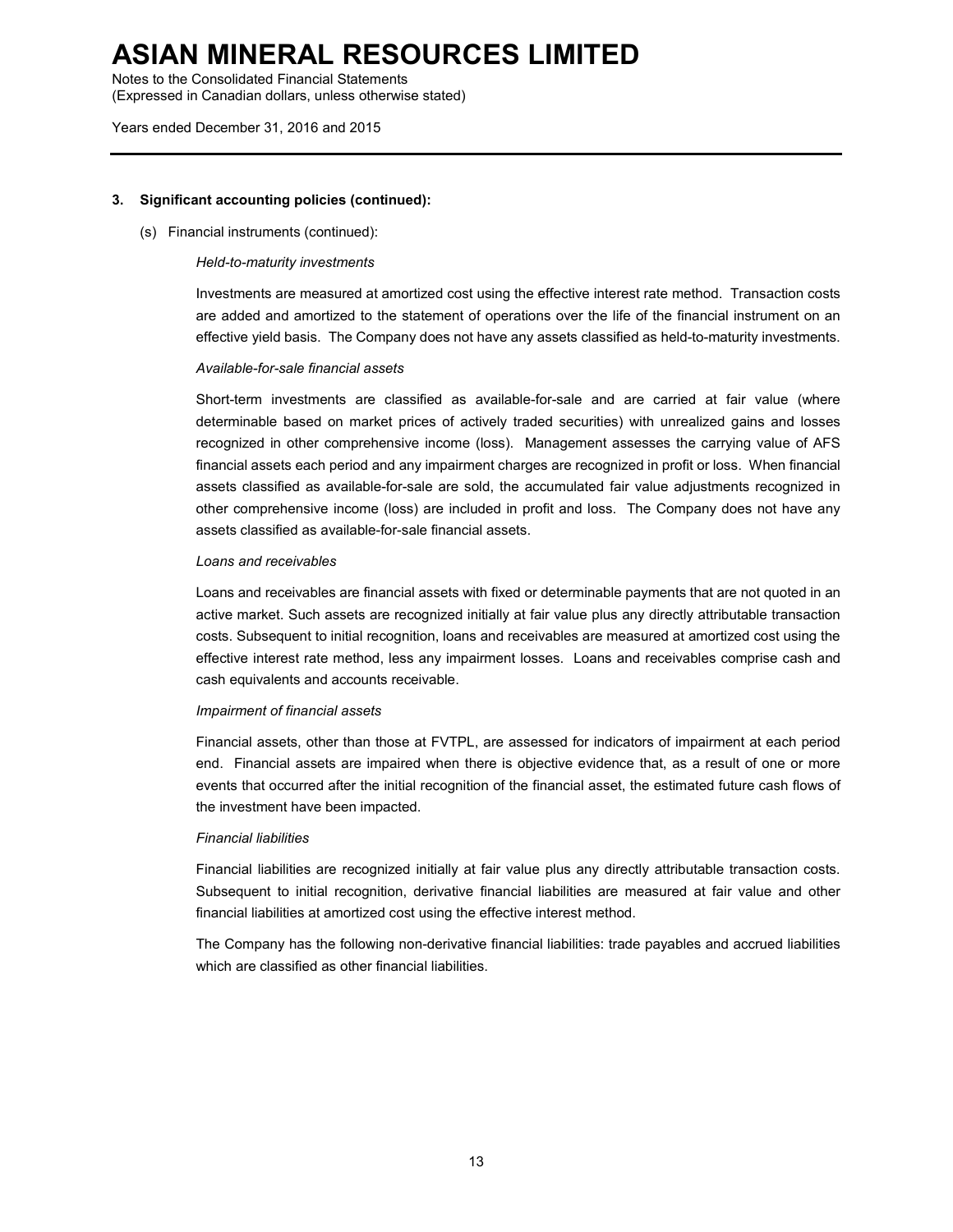### 3. Significant accounting policies (continued):

(s) Financial instruments (continued):

*Held-to-maturity investments*

Investments are measured at amortized cost using the effective interest rate method. Transaction costs are added and amortized to the statement of operations over the life of the financial instrument on an effective yield basis. The Company does not have any assets classified as held-to-maturity investments.

*Available-for-sale financial assets*

Short-term investments are classified as available-for-sale and are carried at fair value (where determinable based on market prices of actively traded securities) with unrealized gains and losses recognized in other comprehensive income (loss). Management assesses the carrying value of AFS financial assets each period and any impairment charges are recognized in profit or loss. When financial assets classified as available-for-sale are sold, the accumulated fair value adjustments recognized in other comprehensive income (loss) are included in profit and loss. The Company does not have any assets classified as available-for-sale financial assets.

*Loans and receivables*

Loans and receivables are financial assets with fixed or determinable payments that are not quoted in an active market. Such assets are recognized initially at fair value plus any directly attributable transaction costs. Subsequent to initial recognition, loans and receivables are measured at amortized cost using the effective interest rate method, less any impairment losses. Loans and receivables comprise cash and cash equivalents and accounts receivable.

*Impairment of financial assets*

Financial assets, other than those at FVTPL, are assessed for indicators of impairment at each period end. Financial assets are impaired when there is objective evidence that, as a result of one or more events that occurred after the initial recognition of the financial asset, the estimated future cash flows of the investment have been impacted.

*Financial liabilities*

Financial liabilities are recognized initially at fair value plus any directly attributable transaction costs. Subsequent to initial recognition, derivative financial liabilities are measured at fair value and other financial liabilities at amortized cost using the effective interest method.

The Company has the following non-derivative financial liabilities: trade payables and accrued liabilities which are classified as other financial liabilities.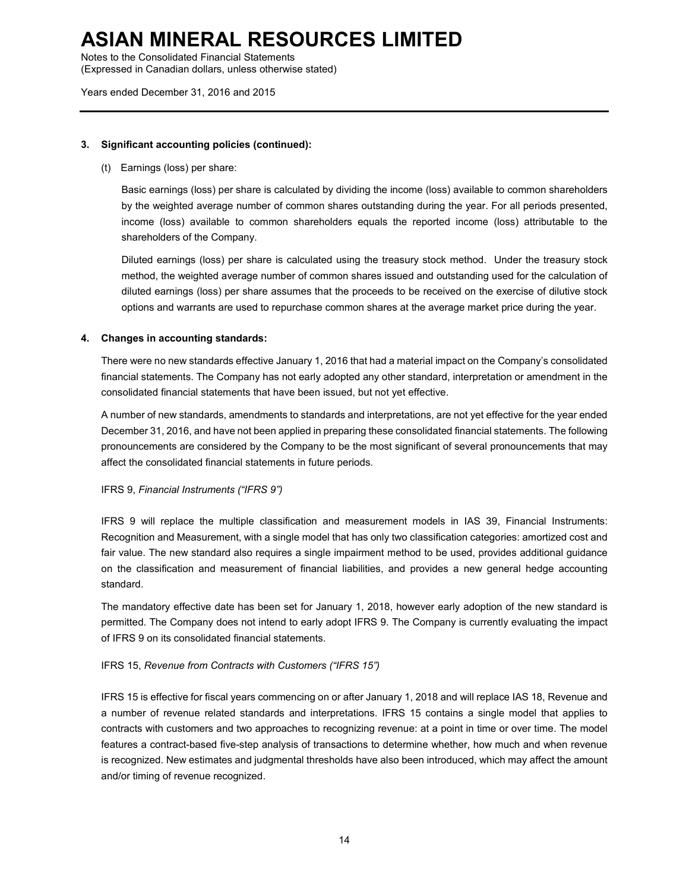### 3. Significant accounting policies (continued):

(t) Earnings (loss) per share:

Basic earnings (loss) per share is calculated by dividing the income (loss) available to common shareholders by the weighted average number of common shares outstanding during the year. For all periods presented, income (loss) available to common shareholders equals the reported income (loss) attributable to the shareholders of the Company.

Diluted earnings (loss) per share is calculated using the treasury stock method. Under the treasury stock method, the weighted average number of common shares issued and outstanding used for the calculation of diluted earnings (loss) per share assumes that the proceeds to be received on the exercise of dilutive stock options and warrants are used to repurchase common shares at the average market price during the year.

### 4. Changes in accounting standards:

There were no new standards effective January 1, 2016 that had a material impact on the Company's consolidated financial statements. The Company has not early adopted any other standard, interpretation or amendment in the consolidated financial statements that have been issued, but not yet effective.

A number of new standards, amendments to standards and interpretations, are not yet effective for the year ended December 31, 2016, and have not been applied in preparing these consolidated financial statements. The following pronouncements are considered by the Company to be the most significant of several pronouncements that may affect the consolidated financial statements in future periods.

IFRS 9, *Financial Instruments ("IFRS 9")*

IFRS 9 will replace the multiple classification and measurement models in IAS 39, Financial Instruments: Recognition and Measurement, with a single model that has only two classification categories: amortized cost and fair value. The new standard also requires a single impairment method to be used, provides additional guidance on the classification and measurement of financial liabilities, and provides a new general hedge accounting standard.

The mandatory effective date has been set for January 1, 2018, however early adoption of the new standard is permitted. The Company does not intend to early adopt IFRS 9. The Company is currently evaluating the impact of IFRS 9 on its consolidated financial statements.

IFRS 15, *Revenue from Contracts with Customers ("IFRS 15")*

IFRS 15 is effective for fiscal years commencing on or after January 1, 2018 and will replace IAS 18, Revenue and a number of revenue related standards and interpretations. IFRS 15 contains a single model that applies to contracts with customers and two approaches to recognizing revenue: at a point in time or over time. The model features a contract-based five-step analysis of transactions to determine whether, how much and when revenue is recognized. New estimates and judgmental thresholds have also been introduced, which may affect the amount and/or timing of revenue recognized.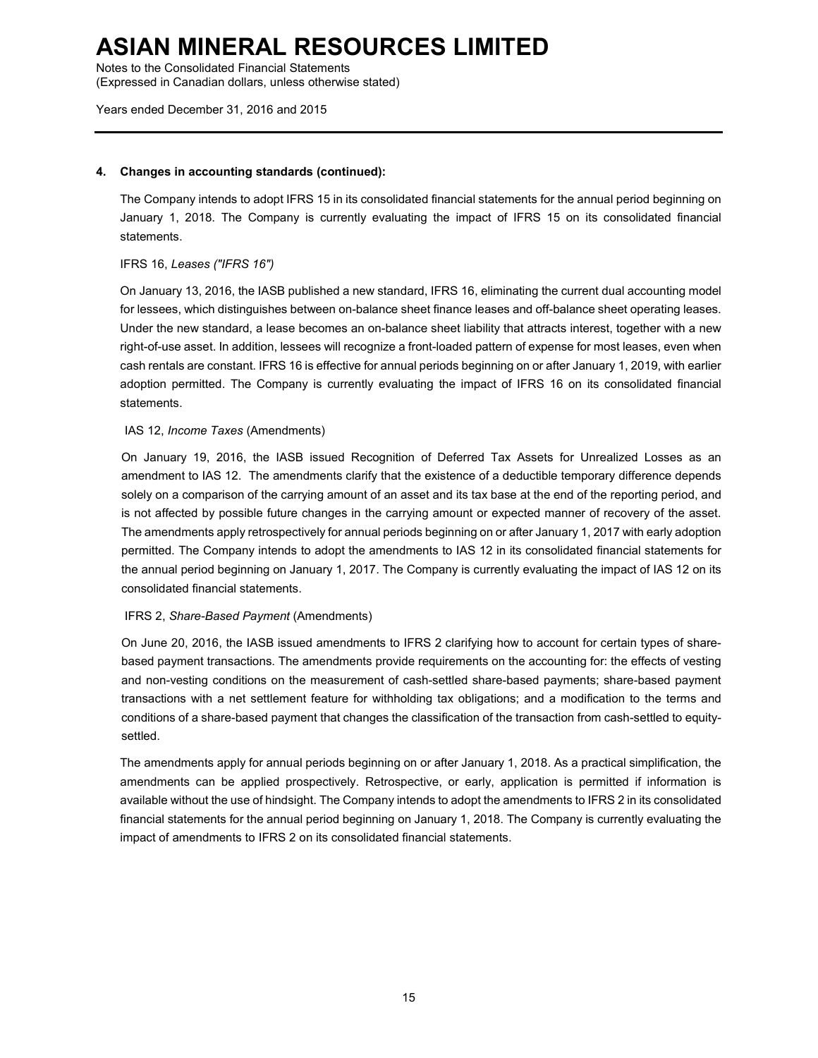#### 4. Changes in accounting standards (continued):

The Company intends to adopt IFRS 15 in its consolidated financial statements for the annual period beginning on January 1, 2018. The Company is currently evaluating the impact of IFRS 15 on its consolidated financial statements.

IFRS 16, *Leases ("IFRS 16")*

On January 13, 2016, the IASB published a new standard, IFRS 16, eliminating the current dual accounting model for lessees, which distinguishes between on-balance sheet finance leases and off-balance sheet operating leases. Under the new standard, a lease becomes an on-balance sheet liability that attracts interest, together with a new right-of-use asset. In addition, lessees will recognize a front-loaded pattern of expense for most leases, even when cash rentals are constant. IFRS 16 is effective for annual periods beginning on or after January 1, 2019, with earlier adoption permitted. The Company is currently evaluating the impact of IFRS 16 on its consolidated financial statements.

IAS 12, *Income Taxes* (Amendments)

On January 19, 2016, the IASB issued Recognition of Deferred Tax Assets for Unrealized Losses as an amendment to IAS 12. The amendments clarify that the existence of a deductible temporary difference depends solely on a comparison of the carrying amount of an asset and its tax base at the end of the reporting period, and is not affected by possible future changes in the carrying amount or expected manner of recovery of the asset. The amendments apply retrospectively for annual periods beginning on or after January 1, 2017 with early adoption permitted. The Company intends to adopt the amendments to IAS 12 in its consolidated financial statements for the annual period beginning on January 1, 2017. The Company is currently evaluating the impact of IAS 12 on its consolidated financial statements.

IFRS 2, *Share-Based Payment* (Amendments)

On June 20, 2016, the IASB issued amendments to IFRS 2 clarifying how to account for certain types of share-based payment transactions. The amendments provide requirements on the accounting for: the effects of vesting and non-vesting conditions on the measurement of cash-settled share-based payments; share-based payment transactions with a net settlement feature for withholding tax obligations; and a modification to the terms and conditions of a share-based payment that changes the classification of the transaction from cash-settled to equity-settled.

The amendments apply for annual periods beginning on or after January 1, 2018. As a practical simplification, the amendments can be applied prospectively. Retrospective, or early, application is permitted if information is available without the use of hindsight. The Company intends to adopt the amendments to IFRS 2 in its consolidated financial statements for the annual period beginning on January 1, 2018. The Company is currently evaluating the impact of amendments to IFRS 2 on its consolidated financial statements.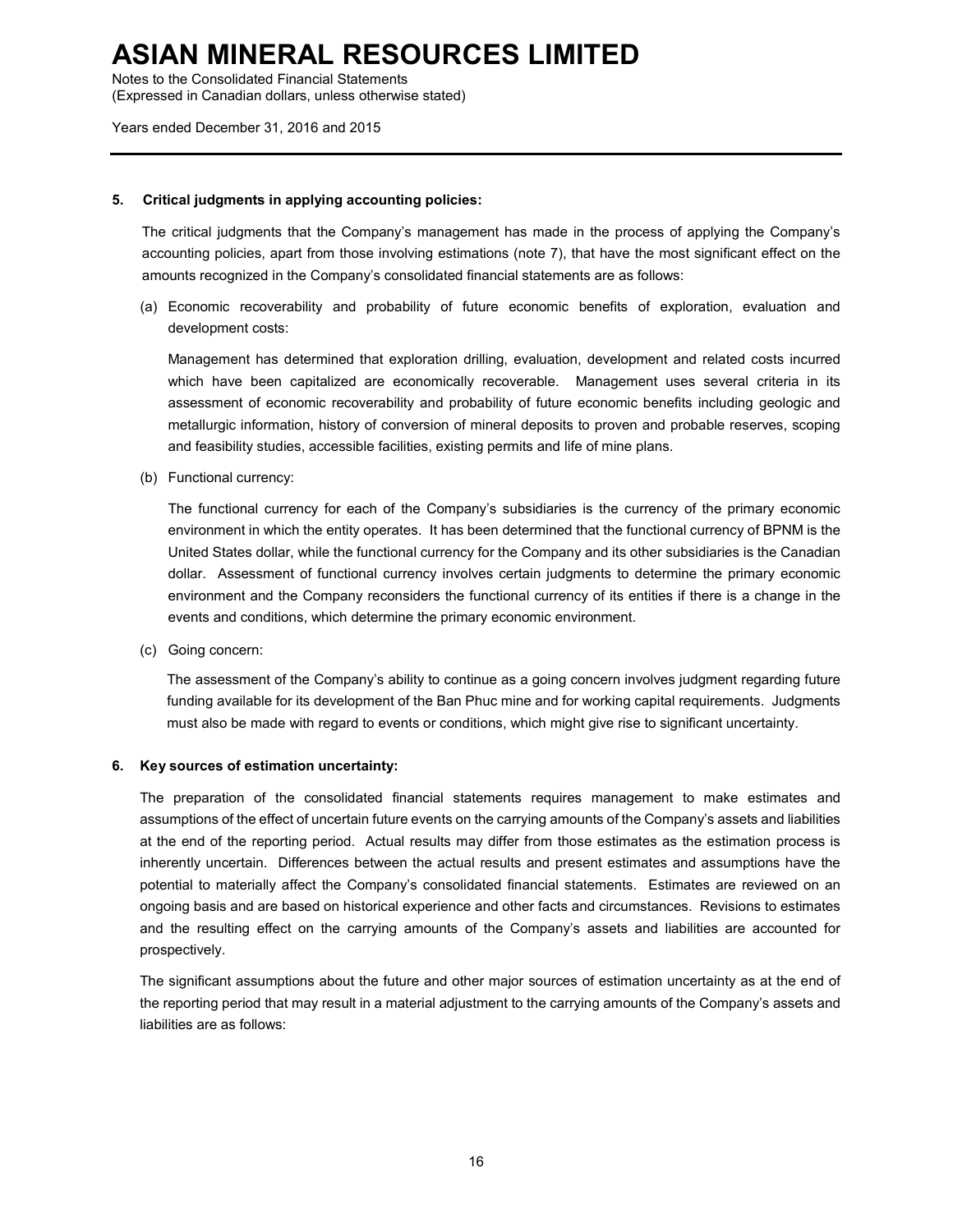### 5. Critical judgments in applying accounting policies:

The critical judgments that the Company's management has made in the process of applying the Company's accounting policies, apart from those involving estimations (note 7), that have the most significant effect on the amounts recognized in the Company's consolidated financial statements are as follows:

(a) Economic recoverability and probability of future economic benefits of exploration, evaluation and development costs:

Management has determined that exploration drilling, evaluation, development and related costs incurred which have been capitalized are economically recoverable. Management uses several criteria in its assessment of economic recoverability and probability of future economic benefits including geologic and metallurgic information, history of conversion of mineral deposits to proven and probable reserves, scoping and feasibility studies, accessible facilities, existing permits and life of mine plans.

(b) Functional currency:

The functional currency for each of the Company's subsidiaries is the currency of the primary economic environment in which the entity operates. It has been determined that the functional currency of BPNM is the United States dollar, while the functional currency for the Company and its other subsidiaries is the Canadian dollar. Assessment of functional currency involves certain judgments to determine the primary economic environment and the Company reconsiders the functional currency of its entities if there is a change in the events and conditions, which determine the primary economic environment.

(c) Going concern:

The assessment of the Company's ability to continue as a going concern involves judgment regarding future funding available for its development of the Ban Phuc mine and for working capital requirements. Judgments must also be made with regard to events or conditions, which might give rise to significant uncertainty.

### 6. Key sources of estimation uncertainty:

The preparation of the consolidated financial statements requires management to make estimates and assumptions of the effect of uncertain future events on the carrying amounts of the Company's assets and liabilities at the end of the reporting period. Actual results may differ from those estimates as the estimation process is inherently uncertain. Differences between the actual results and present estimates and assumptions have the potential to materially affect the Company's consolidated financial statements. Estimates are reviewed on an ongoing basis and are based on historical experience and other facts and circumstances. Revisions to estimates and the resulting effect on the carrying amounts of the Company's assets and liabilities are accounted for prospectively.

The significant assumptions about the future and other major sources of estimation uncertainty as at the end of the reporting period that may result in a material adjustment to the carrying amounts of the Company's assets and liabilities are as follows: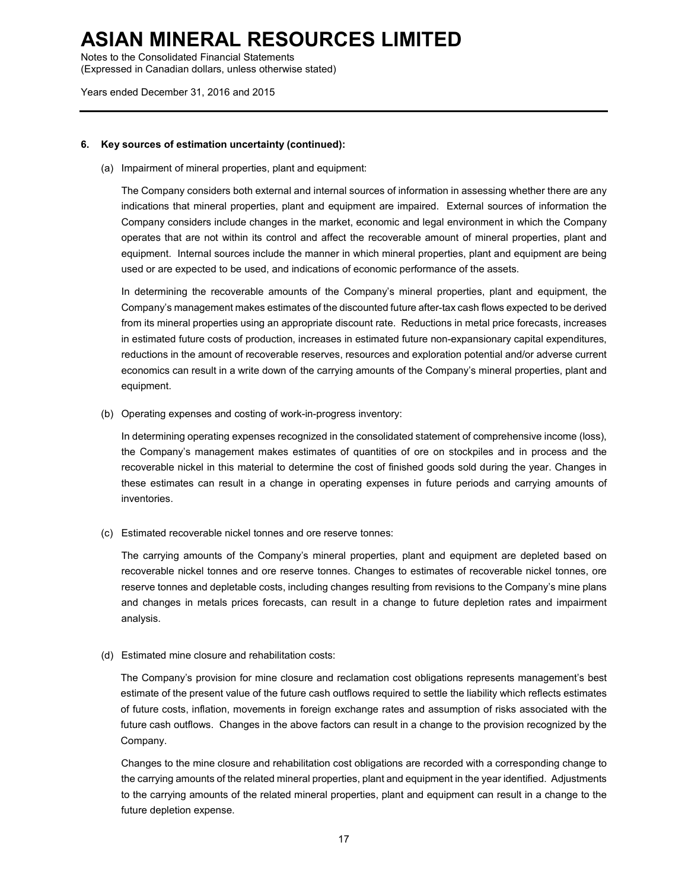### 6. Key sources of estimation uncertainty (continued):

(a) Impairment of mineral properties, plant and equipment:

The Company considers both external and internal sources of information in assessing whether there are any indications that mineral properties, plant and equipment are impaired. External sources of information the Company considers include changes in the market, economic and legal environment in which the Company operates that are not within its control and affect the recoverable amount of mineral properties, plant and equipment. Internal sources include the manner in which mineral properties, plant and equipment are being used or are expected to be used, and indications of economic performance of the assets.

In determining the recoverable amounts of the Company's mineral properties, plant and equipment, the Company's management makes estimates of the discounted future after-tax cash flows expected to be derived from its mineral properties using an appropriate discount rate. Reductions in metal price forecasts, increases in estimated future costs of production, increases in estimated future non-expansionary capital expenditures, reductions in the amount of recoverable reserves, resources and exploration potential and/or adverse current economics can result in a write down of the carrying amounts of the Company's mineral properties, plant and equipment.

(b) Operating expenses and costing of work-in-progress inventory:

In determining operating expenses recognized in the consolidated statement of comprehensive income (loss), the Company's management makes estimates of quantities of ore on stockpiles and in process and the recoverable nickel in this material to determine the cost of finished goods sold during the year. Changes in these estimates can result in a change in operating expenses in future periods and carrying amounts of inventories.

(c) Estimated recoverable nickel tonnes and ore reserve tonnes:

The carrying amounts of the Company's mineral properties, plant and equipment are depleted based on recoverable nickel tonnes and ore reserve tonnes. Changes to estimates of recoverable nickel tonnes, ore reserve tonnes and depletable costs, including changes resulting from revisions to the Company's mine plans and changes in metals prices forecasts, can result in a change to future depletion rates and impairment analysis.

(d) Estimated mine closure and rehabilitation costs:

The Company's provision for mine closure and reclamation cost obligations represents management's best estimate of the present value of the future cash outflows required to settle the liability which reflects estimates of future costs, inflation, movements in foreign exchange rates and assumption of risks associated with the future cash outflows. Changes in the above factors can result in a change to the provision recognized by the Company.

Changes to the mine closure and rehabilitation cost obligations are recorded with a corresponding change to the carrying amounts of the related mineral properties, plant and equipment in the year identified. Adjustments to the carrying amounts of the related mineral properties, plant and equipment can result in a change to the future depletion expense.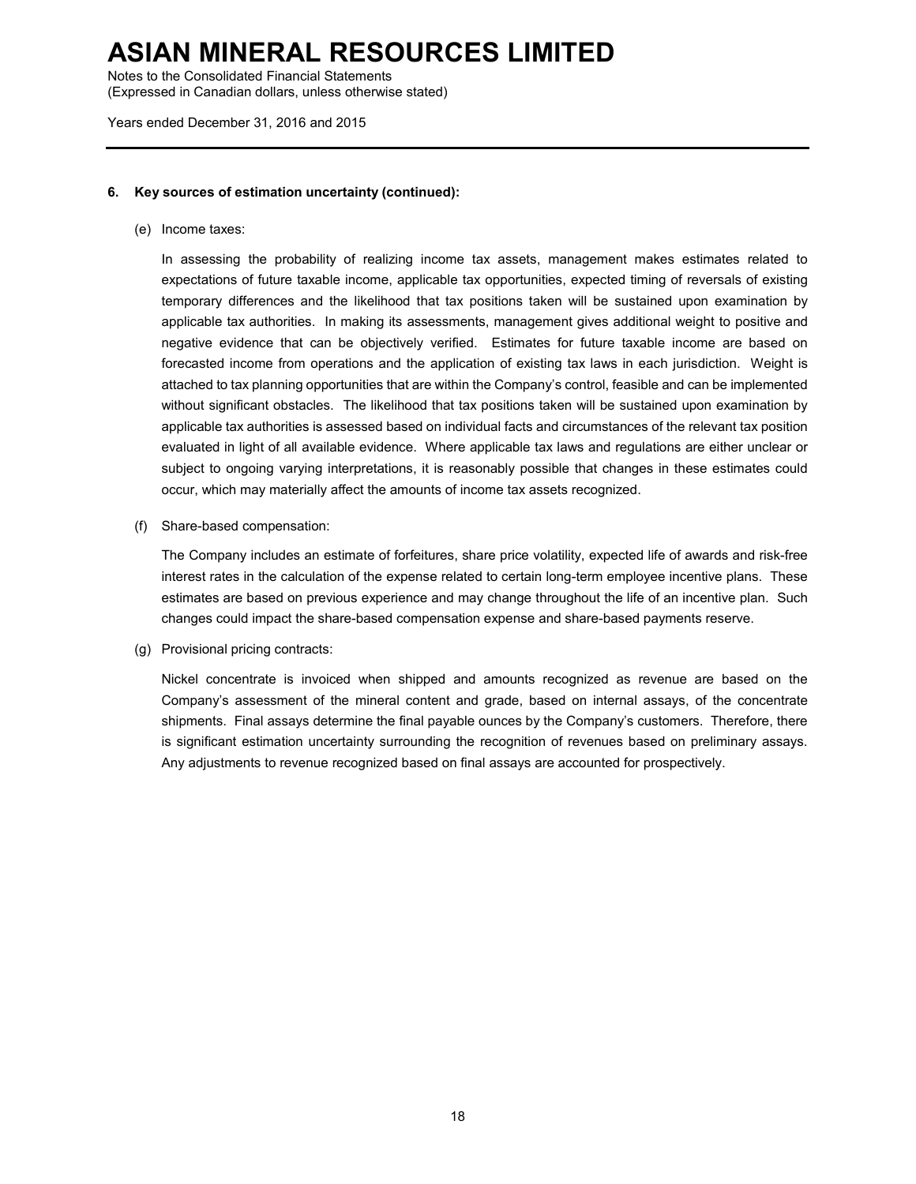**6. Key sources of estimation uncertainty (continued):**

(e) Income taxes:

In assessing the probability of realizing income tax assets, management makes estimates related to expectations of future taxable income, applicable tax opportunities, expected timing of reversals of existing temporary differences and the likelihood that tax positions taken will be sustained upon examination by applicable tax authorities. In making its assessments, management gives additional weight to positive and negative evidence that can be objectively verified. Estimates for future taxable income are based on forecasted income from operations and the application of existing tax laws in each jurisdiction. Weight is attached to tax planning opportunities that are within the Company's control, feasible and can be implemented without significant obstacles. The likelihood that tax positions taken will be sustained upon examination by applicable tax authorities is assessed based on individual facts and circumstances of the relevant tax position evaluated in light of all available evidence. Where applicable tax laws and regulations are either unclear or subject to ongoing varying interpretations, it is reasonably possible that changes in these estimates could occur, which may materially affect the amounts of income tax assets recognized.

(f) Share-based compensation:

The Company includes an estimate of forfeitures, share price volatility, expected life of awards and risk-free interest rates in the calculation of the expense related to certain long-term employee incentive plans. These estimates are based on previous experience and may change throughout the life of an incentive plan. Such changes could impact the share-based compensation expense and share-based payments reserve.

(g) Provisional pricing contracts:

Nickel concentrate is invoiced when shipped and amounts recognized as revenue are based on the Company's assessment of the mineral content and grade, based on internal assays, of the concentrate shipments. Final assays determine the final payable ounces by the Company's customers. Therefore, there is significant estimation uncertainty surrounding the recognition of revenues based on preliminary assays. Any adjustments to revenue recognized based on final assays are accounted for prospectively.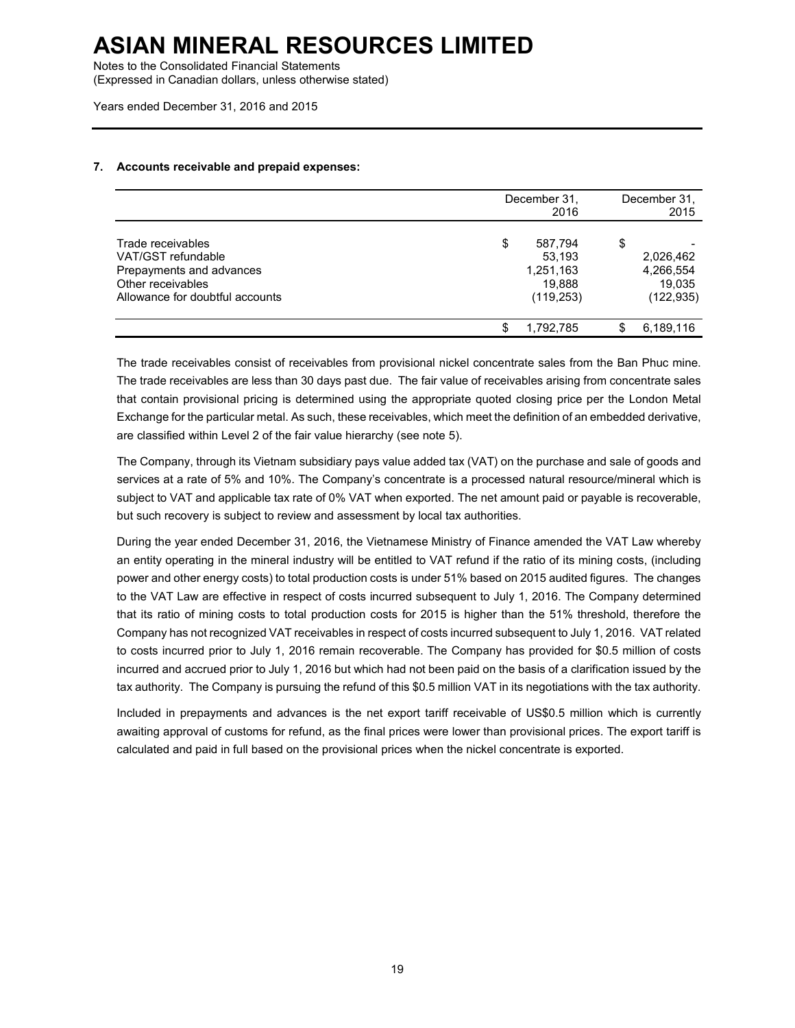### 7. Accounts receivable and prepaid expenses:

| | December 31, 2016 | December 31, 2015 |
|---|---|---|
| Trade receivables | $ 587,794 | $ - |
| VAT/GST refundable | 53,193 | 2,026,462 |
| Prepayments and advances | 1,251,163 | 4,266,554 |
| Other receivables | 19,888 | 19,035 |
| Allowance for doubtful accounts | (119,253) | (122,935) |
| | $ 1,792,785 | $ 6,189,116 |

The trade receivables consist of receivables from provisional nickel concentrate sales from the Ban Phuc mine. The trade receivables are less than 30 days past due. The fair value of receivables arising from concentrate sales that contain provisional pricing is determined using the appropriate quoted closing price per the London Metal Exchange for the particular metal. As such, these receivables, which meet the definition of an embedded derivative, are classified within Level 2 of the fair value hierarchy (see note 5).

The Company, through its Vietnam subsidiary pays value added tax (VAT) on the purchase and sale of goods and services at a rate of 5% and 10%. The Company's concentrate is a processed natural resource/mineral which is subject to VAT and applicable tax rate of 0% VAT when exported. The net amount paid or payable is recoverable, but such recovery is subject to review and assessment by local tax authorities.

During the year ended December 31, 2016, the Vietnamese Ministry of Finance amended the VAT Law whereby an entity operating in the mineral industry will be entitled to VAT refund if the ratio of its mining costs, (including power and other energy costs) to total production costs is under 51% based on 2015 audited figures. The changes to the VAT Law are effective in respect of costs incurred subsequent to July 1, 2016. The Company determined that its ratio of mining costs to total production costs for 2015 is higher than the 51% threshold, therefore the Company has not recognized VAT receivables in respect of costs incurred subsequent to July 1, 2016. VAT related to costs incurred prior to July 1, 2016 remain recoverable. The Company has provided for $0.5 million of costs incurred and accrued prior to July 1, 2016 but which had not been paid on the basis of a clarification issued by the tax authority. The Company is pursuing the refund of this $0.5 million VAT in its negotiations with the tax authority.

Included in prepayments and advances is the net export tariff receivable of US$0.5 million which is currently awaiting approval of customs for refund, as the final prices were lower than provisional prices. The export tariff is calculated and paid in full based on the provisional prices when the nickel concentrate is exported.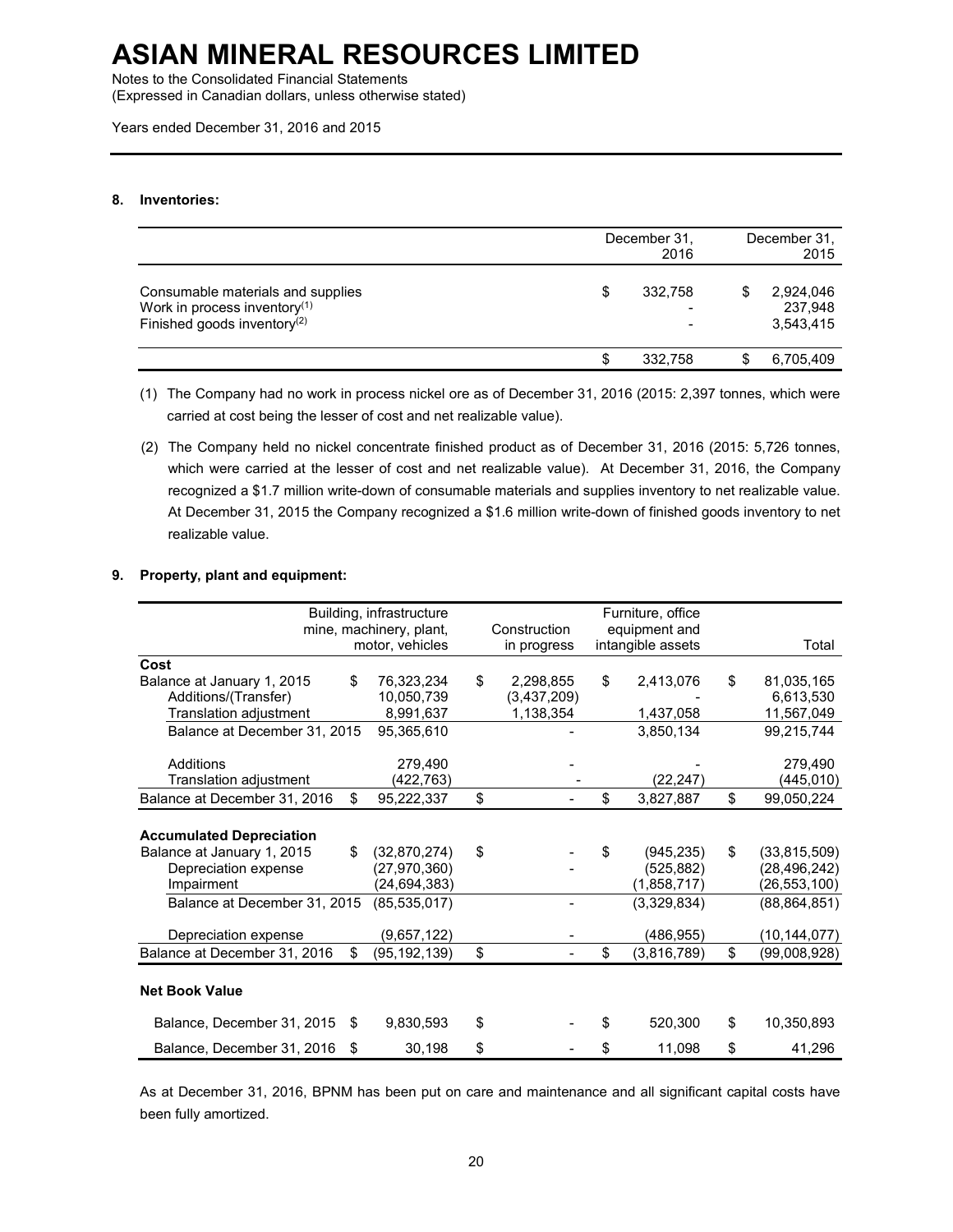# ASIAN MINERAL RESOURCES LIMITED

Notes to the Consolidated Financial Statements
(Expressed in Canadian dollars, unless otherwise stated)

Years ended December 31, 2016 and 2015

**8. Inventories:**

| | December 31, 2016 | December 31, 2015 |
|---|---|---|
| Consumable materials and supplies | $ 332,758 | $ 2,924,046 |
| Work in process inventory[(1)] | - | 237,948 |
| Finished goods inventory[(2)] | - | 3,543,415 |
| | $ 332,758 | $ 6,705,409 |

(1) The Company had no work in process nickel ore as of December 31, 2016 (2015: 2,397 tonnes, which were carried at cost being the lesser of cost and net realizable value).

(2) The Company held no nickel concentrate finished product as of December 31, 2016 (2015: 5,726 tonnes, which were carried at the lesser of cost and net realizable value). At December 31, 2016, the Company recognized a $1.7 million write-down of consumable materials and supplies inventory to net realizable value. At December 31, 2015 the Company recognized a $1.6 million write-down of finished goods inventory to net realizable value.

**9. Property, plant and equipment:**

| | Building, infrastructure mine, machinery, plant, motor, vehicles | Construction in progress | Furniture, office equipment and intangible assets | Total |
|---|---|---|---|---|
| **Cost** | | | | |
| Balance at January 1, 2015 | $ 76,323,234 | $ 2,298,855 | $ 2,413,076 | $ 81,035,165 |
| Additions/(Transfer) | 10,050,739 | (3,437,209) | - | 6,613,530 |
| Translation adjustment | 8,991,637 | 1,138,354 | 1,437,058 | 11,567,049 |
| Balance at December 31, 2015 | 95,365,610 | - | 3,850,134 | 99,215,744 |
| Additions | 279,490 | - | - | 279,490 |
| Translation adjustment | (422,763) | - | (22,247) | (445,010) |
| Balance at December 31, 2016 | $ 95,222,337 | $ - | $ 3,827,887 | $ 99,050,224 |
| **Accumulated Depreciation** | | | | |
| Balance at January 1, 2015 | $ (32,870,274) | $ - | $ (945,235) | $ (33,815,509) |
| Depreciation expense | (27,970,360) | - | (525,882) | (28,496,242) |
| Impairment | (24,694,383) | | (1,858,717) | (26,553,100) |
| Balance at December 31, 2015 | (85,535,017) | - | (3,329,834) | (88,864,851) |
| Depreciation expense | (9,657,122) | - | (486,955) | (10,144,077) |
| Balance at December 31, 2016 | $ (95,192,139) | $ - | $ (3,816,789) | $ (99,008,928) |
| **Net Book Value** | | | | |
| Balance, December 31, 2015 | $ 9,830,593 | $ - | $ 520,300 | $ 10,350,893 |
| Balance, December 31, 2016 | $ 30,198 | $ - | $ 11,098 | $ 41,296 |

As at December 31, 2016, BPNM has been put on care and maintenance and all significant capital costs have been fully amortized.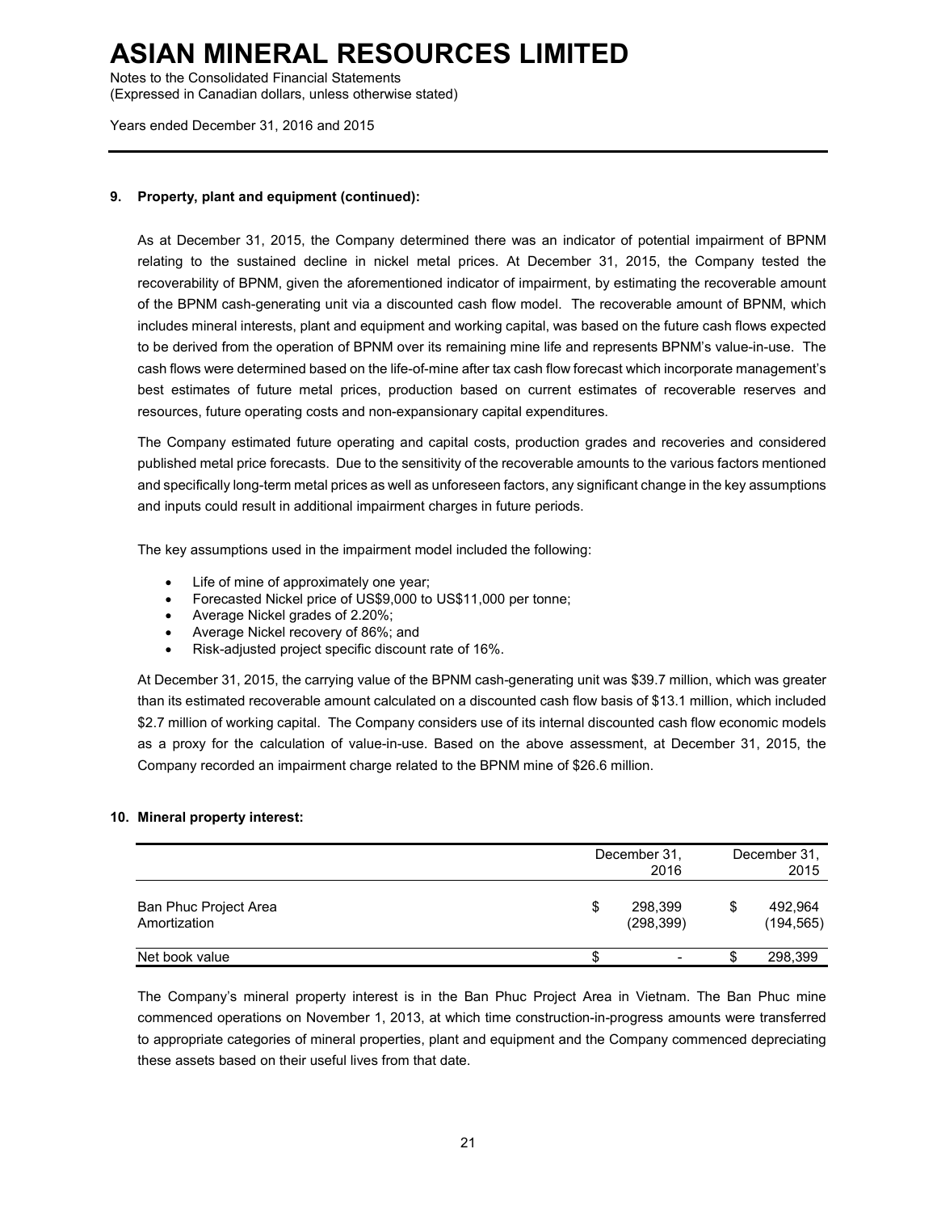### 9. Property, plant and equipment (continued):

As at December 31, 2015, the Company determined there was an indicator of potential impairment of BPNM relating to the sustained decline in nickel metal prices. At December 31, 2015, the Company tested the recoverability of BPNM, given the aforementioned indicator of impairment, by estimating the recoverable amount of the BPNM cash-generating unit via a discounted cash flow model. The recoverable amount of BPNM, which includes mineral interests, plant and equipment and working capital, was based on the future cash flows expected to be derived from the operation of BPNM over its remaining mine life and represents BPNM's value-in-use. The cash flows were determined based on the life-of-mine after tax cash flow forecast which incorporate management's best estimates of future metal prices, production based on current estimates of recoverable reserves and resources, future operating costs and non-expansionary capital expenditures.

The Company estimated future operating and capital costs, production grades and recoveries and considered published metal price forecasts. Due to the sensitivity of the recoverable amounts to the various factors mentioned and specifically long-term metal prices as well as unforeseen factors, any significant change in the key assumptions and inputs could result in additional impairment charges in future periods.

The key assumptions used in the impairment model included the following:

- Life of mine of approximately one year;
- Forecasted Nickel price of US$9,000 to US$11,000 per tonne;
- Average Nickel grades of 2.20%;
- Average Nickel recovery of 86%; and
- Risk-adjusted project specific discount rate of 16%.

At December 31, 2015, the carrying value of the BPNM cash-generating unit was $39.7 million, which was greater than its estimated recoverable amount calculated on a discounted cash flow basis of $13.1 million, which included $2.7 million of working capital. The Company considers use of its internal discounted cash flow economic models as a proxy for the calculation of value-in-use. Based on the above assessment, at December 31, 2015, the Company recorded an impairment charge related to the BPNM mine of $26.6 million.

### 10. Mineral property interest:

| | December 31, 2016 | December 31, 2015 |
|---|---|---|
| Ban Phuc Project Area | $ 298,399 | $ 492,964 |
| Amortization | (298,399) | (194,565) |
| Net book value | $ - | $ 298,399 |

The Company's mineral property interest is in the Ban Phuc Project Area in Vietnam. The Ban Phuc mine commenced operations on November 1, 2013, at which time construction-in-progress amounts were transferred to appropriate categories of mineral properties, plant and equipment and the Company commenced depreciating these assets based on their useful lives from that date.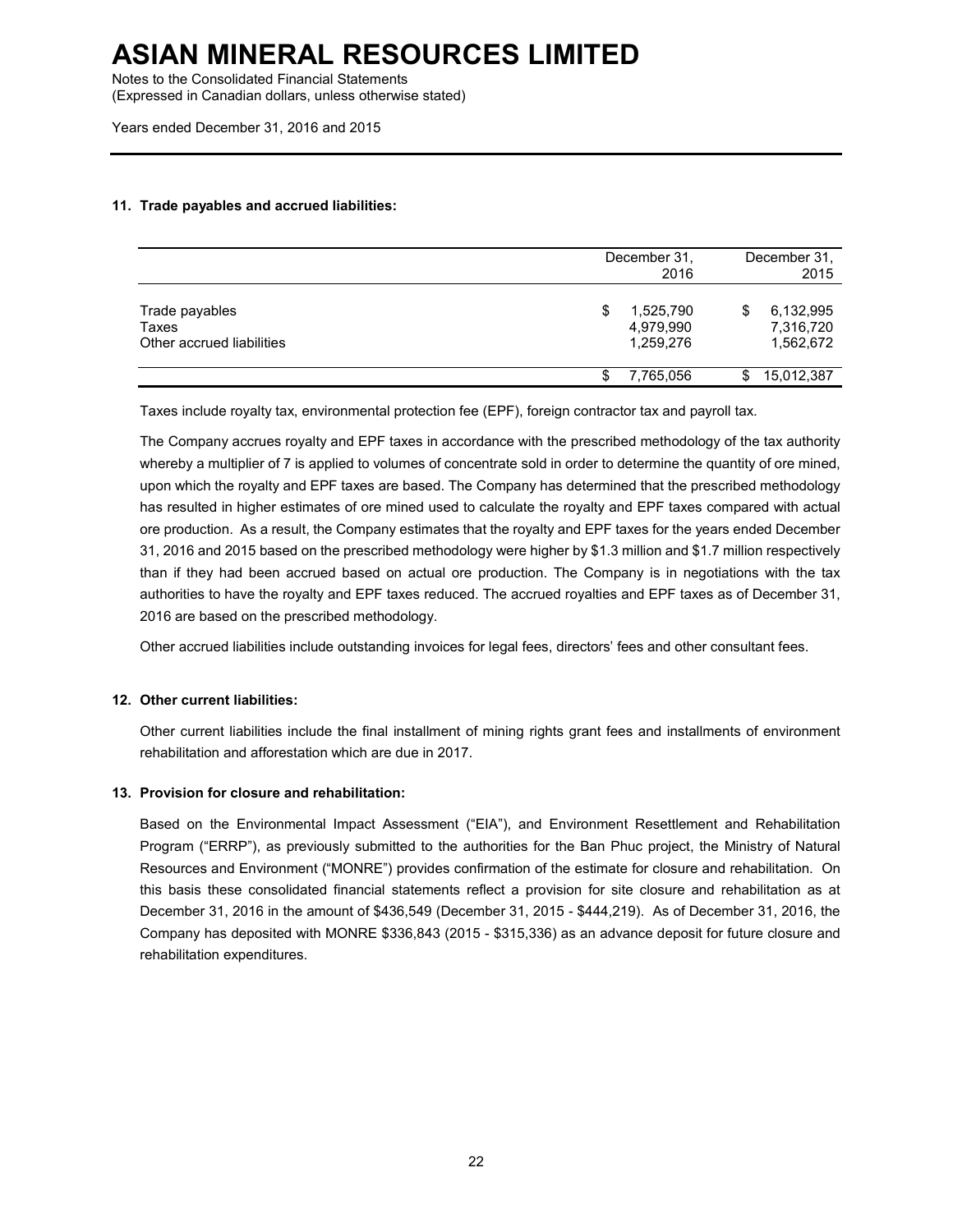# ASIAN MINERAL RESOURCES LIMITED

Notes to the Consolidated Financial Statements
(Expressed in Canadian dollars, unless otherwise stated)

Years ended December 31, 2016 and 2015

### 11. Trade payables and accrued liabilities:

| | December 31, 2016 | December 31, 2015 |
|---|---|---|
| Trade payables | $ 1,525,790 | $ 6,132,995 |
| Taxes | 4,979,990 | 7,316,720 |
| Other accrued liabilities | 1,259,276 | 1,562,672 |
| | $ 7,765,056 | $ 15,012,387 |

Taxes include royalty tax, environmental protection fee (EPF), foreign contractor tax and payroll tax.

The Company accrues royalty and EPF taxes in accordance with the prescribed methodology of the tax authority whereby a multiplier of 7 is applied to volumes of concentrate sold in order to determine the quantity of ore mined, upon which the royalty and EPF taxes are based. The Company has determined that the prescribed methodology has resulted in higher estimates of ore mined used to calculate the royalty and EPF taxes compared with actual ore production. As a result, the Company estimates that the royalty and EPF taxes for the years ended December 31, 2016 and 2015 based on the prescribed methodology were higher by $1.3 million and $1.7 million respectively than if they had been accrued based on actual ore production. The Company is in negotiations with the tax authorities to have the royalty and EPF taxes reduced. The accrued royalties and EPF taxes as of December 31, 2016 are based on the prescribed methodology.

Other accrued liabilities include outstanding invoices for legal fees, directors' fees and other consultant fees.

### 12. Other current liabilities:

Other current liabilities include the final installment of mining rights grant fees and installments of environment rehabilitation and afforestation which are due in 2017.

### 13. Provision for closure and rehabilitation:

Based on the Environmental Impact Assessment ("EIA"), and Environment Resettlement and Rehabilitation Program ("ERRP"), as previously submitted to the authorities for the Ban Phuc project, the Ministry of Natural Resources and Environment ("MONRE") provides confirmation of the estimate for closure and rehabilitation. On this basis these consolidated financial statements reflect a provision for site closure and rehabilitation as at December 31, 2016 in the amount of $436,549 (December 31, 2015 - $444,219). As of December 31, 2016, the Company has deposited with MONRE $336,843 (2015 - $315,336) as an advance deposit for future closure and rehabilitation expenditures.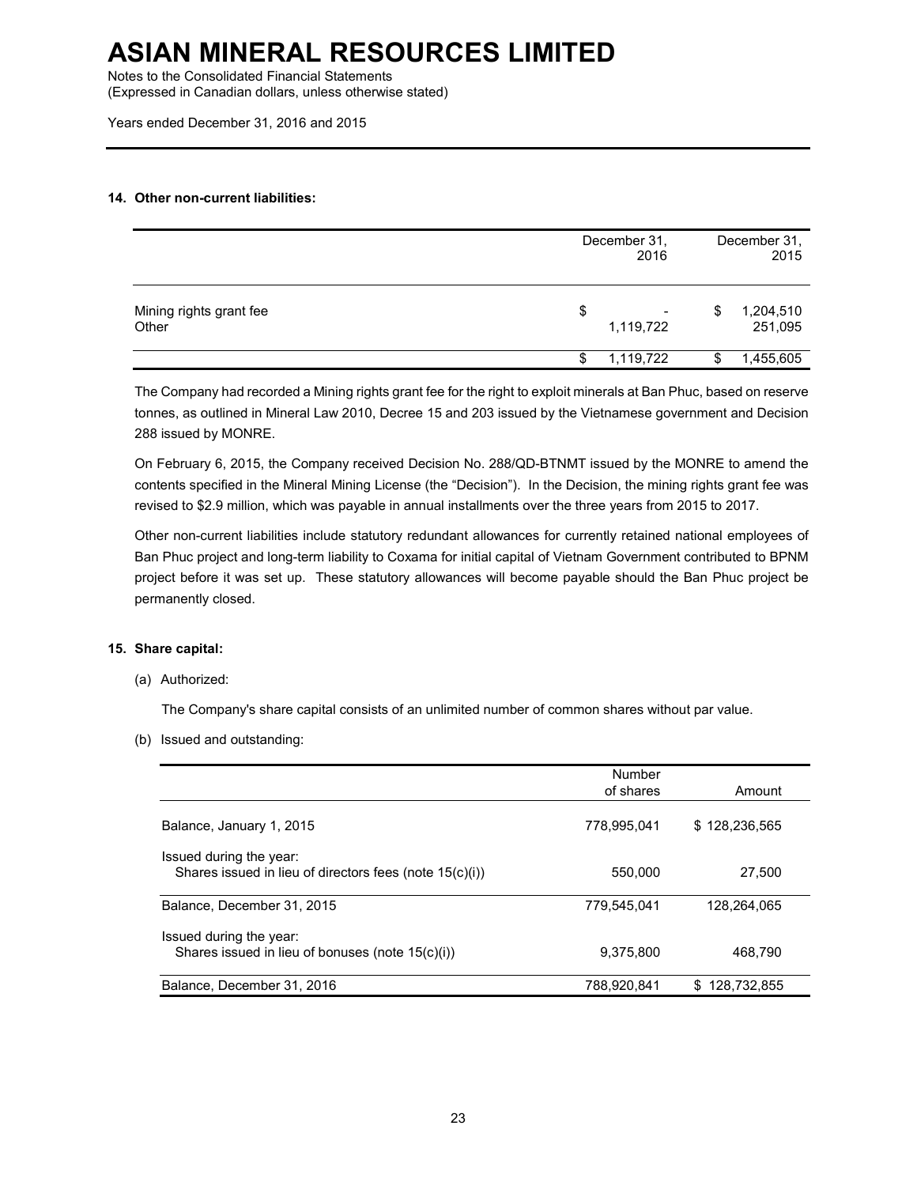**14. Other non-current liabilities:**

| | December 31, 2016 | December 31, 2015 |
|---|---|---|
| Mining rights grant fee | $ - | $ 1,204,510 |
| Other | 1,119,722 | 251,095 |
| | $ 1,119,722 | $ 1,455,605 |

The Company had recorded a Mining rights grant fee for the right to exploit minerals at Ban Phuc, based on reserve tonnes, as outlined in Mineral Law 2010, Decree 15 and 203 issued by the Vietnamese government and Decision 288 issued by MONRE.

On February 6, 2015, the Company received Decision No. 288/QD-BTNMT issued by the MONRE to amend the contents specified in the Mineral Mining License (the "Decision"). In the Decision, the mining rights grant fee was revised to $2.9 million, which was payable in annual installments over the three years from 2015 to 2017.

Other non-current liabilities include statutory redundant allowances for currently retained national employees of Ban Phuc project and long-term liability to Coxama for initial capital of Vietnam Government contributed to BPNM project before it was set up. These statutory allowances will become payable should the Ban Phuc project be permanently closed.

**15. Share capital:**

(a) Authorized:

The Company's share capital consists of an unlimited number of common shares without par value.

(b) Issued and outstanding:

| | Number of shares | Amount |
|---|---|---|
| Balance, January 1, 2015 | 778,995,041 | $ 128,236,565 |
| Issued during the year: | | |
| Shares issued in lieu of directors fees (note 15(c)(i)) | 550,000 | 27,500 |
| Balance, December 31, 2015 | 779,545,041 | 128,264,065 |
| Issued during the year: | | |
| Shares issued in lieu of bonuses (note 15(c)(i)) | 9,375,800 | 468,790 |
| Balance, December 31, 2016 | 788,920,841 | $ 128,732,855 |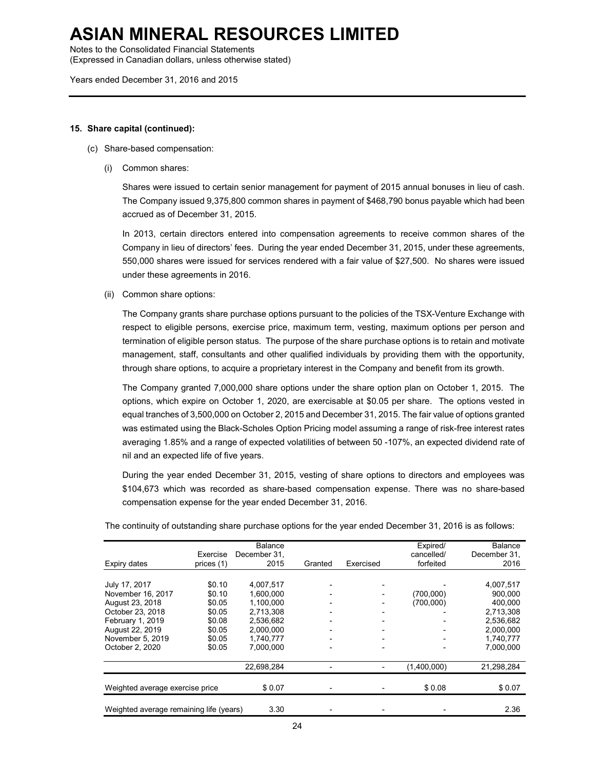**15. Share capital (continued):**

(c) Share-based compensation:

(i) Common shares:

Shares were issued to certain senior management for payment of 2015 annual bonuses in lieu of cash. The Company issued 9,375,800 common shares in payment of $468,790 bonus payable which had been accrued as of December 31, 2015.

In 2013, certain directors entered into compensation agreements to receive common shares of the Company in lieu of directors' fees. During the year ended December 31, 2015, under these agreements, 550,000 shares were issued for services rendered with a fair value of $27,500. No shares were issued under these agreements in 2016.

(ii) Common share options:

The Company grants share purchase options pursuant to the policies of the TSX-Venture Exchange with respect to eligible persons, exercise price, maximum term, vesting, maximum options per person and termination of eligible person status. The purpose of the share purchase options is to retain and motivate management, staff, consultants and other qualified individuals by providing them with the opportunity, through share options, to acquire a proprietary interest in the Company and benefit from its growth.

The Company granted 7,000,000 share options under the share option plan on October 1, 2015. The options, which expire on October 1, 2020, are exercisable at $0.05 per share. The options vested in equal tranches of 3,500,000 on October 2, 2015 and December 31, 2015. The fair value of options granted was estimated using the Black-Scholes Option Pricing model assuming a range of risk-free interest rates averaging 1.85% and a range of expected volatilities of between 50 -107%, an expected dividend rate of nil and an expected life of five years.

During the year ended December 31, 2015, vesting of share options to directors and employees was $104,673 which was recorded as share-based compensation expense. There was no share-based compensation expense for the year ended December 31, 2016.

The continuity of outstanding share purchase options for the year ended December 31, 2016 is as follows:

| Expiry dates | Exercise prices (1) | Balance December 31, 2015 | Granted | Exercised | Expired/ cancelled/ forfeited | Balance December 31, 2016 |
|---|---|---|---|---|---|---|
| July 17, 2017 | $0.10 | 4,007,517 | - | - | - | 4,007,517 |
| November 16, 2017 | $0.10 | 1,600,000 | - | - | (700,000) | 900,000 |
| August 23, 2018 | $0.05 | 1,100,000 | - | - | (700,000) | 400,000 |
| October 23, 2018 | $0.05 | 2,713,308 | - | - | - | 2,713,308 |
| February 1, 2019 | $0.08 | 2,536,682 | - | - | - | 2,536,682 |
| August 22, 2019 | $0.05 | 2,000,000 | - | - | - | 2,000,000 |
| November 5, 2019 | $0.05 | 1,740,777 | - | - | - | 1,740,777 |
| October 2, 2020 | $0.05 | 7,000,000 | - | - | - | 7,000,000 |
| | | 22,698,284 | - | - | (1,400,000) | 21,298,284 |
| Weighted average exercise price | | $ 0.07 | - | - | $ 0.08 | $ 0.07 |
| Weighted average remaining life (years) | | 3.30 | - | - | - | 2.36 |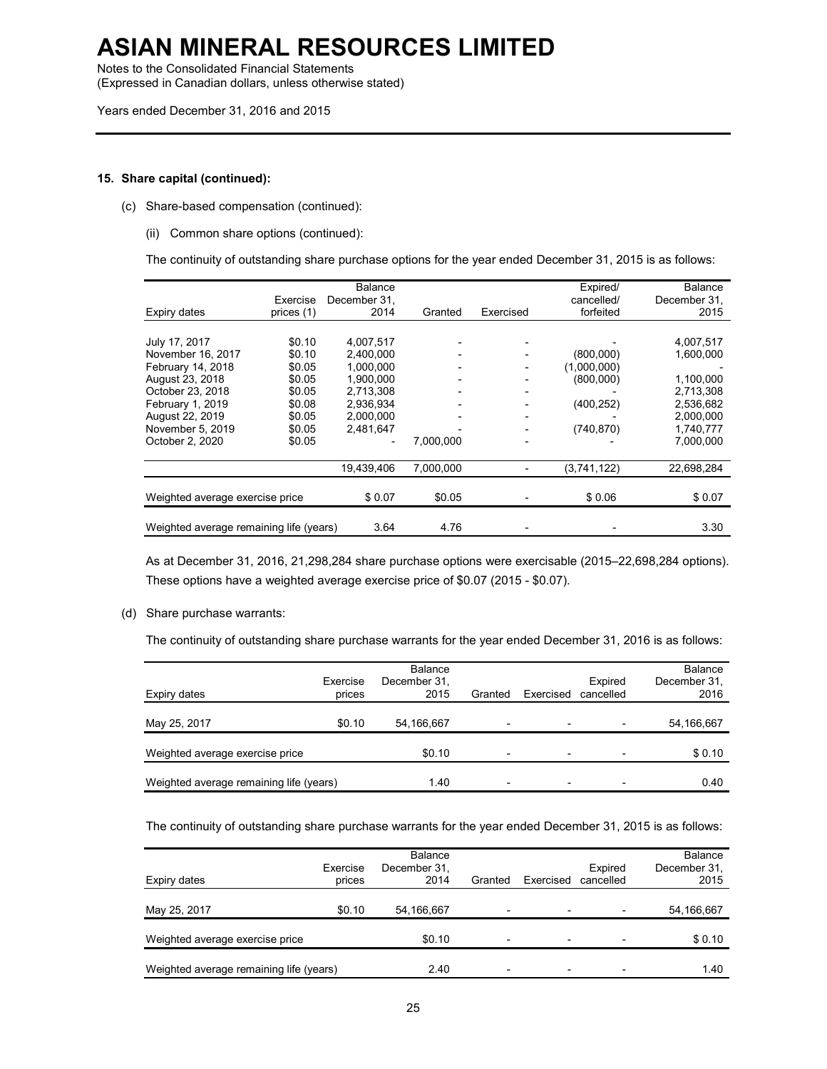# ASIAN MINERAL RESOURCES LIMITED

Notes to the Consolidated Financial Statements
(Expressed in Canadian dollars, unless otherwise stated)

Years ended December 31, 2016 and 2015

**15. Share capital (continued):**

(c) Share-based compensation (continued):

(ii) Common share options (continued):

The continuity of outstanding share purchase options for the year ended December 31, 2015 is as follows:

| Expiry dates | Exercise prices (1) | Balance December 31, 2014 | Granted | Exercised | Expired/ cancelled/ forfeited | Balance December 31, 2015 |
|---|---|---|---|---|---|---|
| July 17, 2017 | $0.10 | 4,007,517 | - | - | - | 4,007,517 |
| November 16, 2017 | $0.10 | 2,400,000 | - | - | (800,000) | 1,600,000 |
| February 14, 2018 | $0.05 | 1,000,000 | - | - | (1,000,000) | - |
| August 23, 2018 | $0.05 | 1,900,000 | - | - | (800,000) | 1,100,000 |
| October 23, 2018 | $0.05 | 2,713,308 | - | - | - | 2,713,308 |
| February 1, 2019 | $0.08 | 2,936,934 | - | - | (400,252) | 2,536,682 |
| August 22, 2019 | $0.05 | 2,000,000 | - | - | - | 2,000,000 |
| November 5, 2019 | $0.05 | 2,481,647 | - | - | (740,870) | 1,740,777 |
| October 2, 2020 | $0.05 | - | 7,000,000 | - | - | 7,000,000 |
| | | 19,439,406 | 7,000,000 | - | (3,741,122) | 22,698,284 |
| Weighted average exercise price | | $ 0.07 | $0.05 | - | $ 0.06 | $ 0.07 |
| Weighted average remaining life (years) | | 3.64 | 4.76 | - | - | 3.30 |

As at December 31, 2016, 21,298,284 share purchase options were exercisable (2015–22,698,284 options). These options have a weighted average exercise price of $0.07 (2015 - $0.07).

(d) Share purchase warrants:

The continuity of outstanding share purchase warrants for the year ended December 31, 2016 is as follows:

| Expiry dates | Exercise prices | Balance December 31, 2015 | Granted | Exercised | Expired cancelled | Balance December 31, 2016 |
|---|---|---|---|---|---|---|
| May 25, 2017 | $0.10 | 54,166,667 | - | - | - | 54,166,667 |
| Weighted average exercise price | | $0.10 | - | - | - | $ 0.10 |
| Weighted average remaining life (years) | | 1.40 | - | - | - | 0.40 |

The continuity of outstanding share purchase warrants for the year ended December 31, 2015 is as follows:

| Expiry dates | Exercise prices | Balance December 31, 2014 | Granted | Exercised | Expired cancelled | Balance December 31, 2015 |
|---|---|---|---|---|---|---|
| May 25, 2017 | $0.10 | 54,166,667 | - | - | - | 54,166,667 |
| Weighted average exercise price | | $0.10 | - | - | - | $ 0.10 |
| Weighted average remaining life (years) | | 2.40 | - | - | - | 1.40 |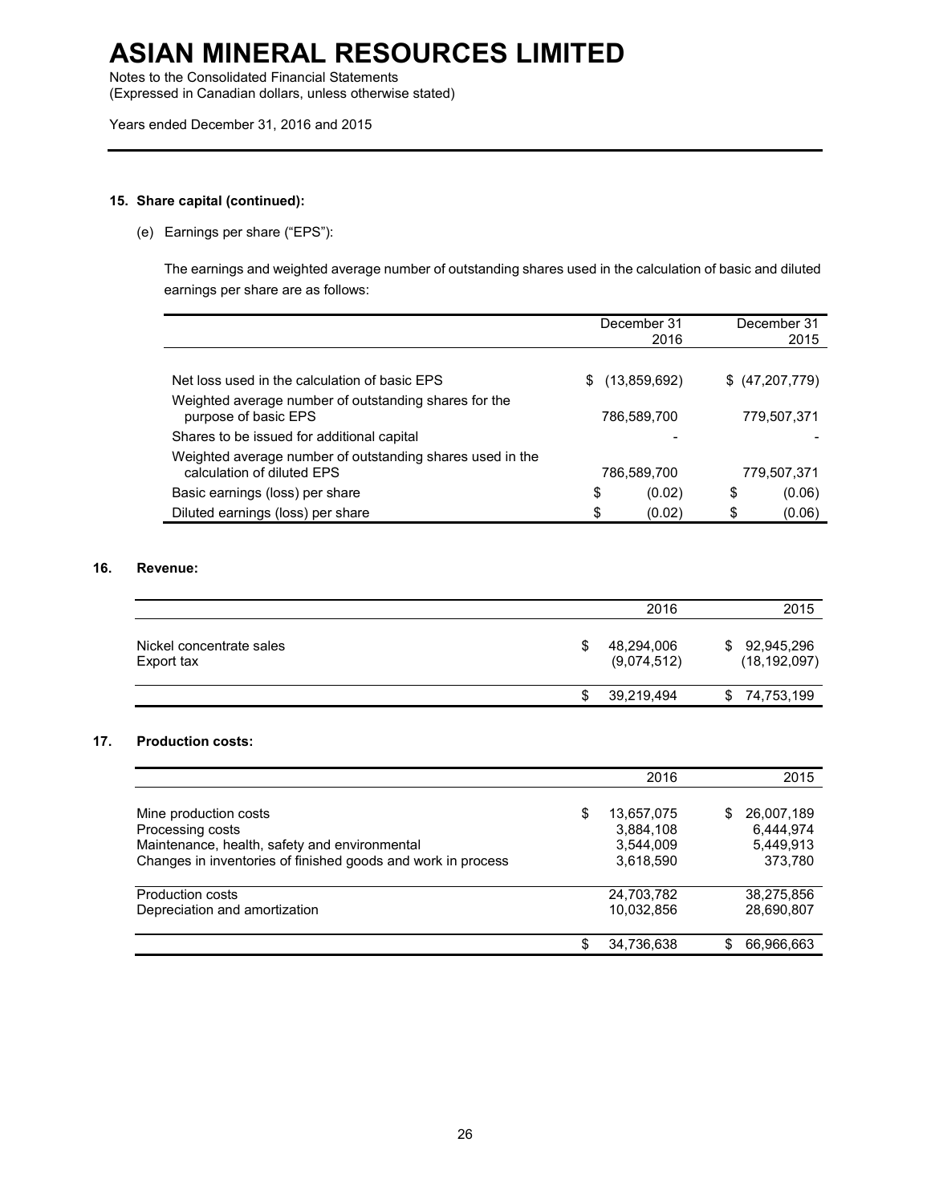# ASIAN MINERAL RESOURCES LIMITED

Notes to the Consolidated Financial Statements
(Expressed in Canadian dollars, unless otherwise stated)

Years ended December 31, 2016 and 2015

## 15. Share capital (continued):

(e) Earnings per share ("EPS"):

The earnings and weighted average number of outstanding shares used in the calculation of basic and diluted earnings per share are as follows:

| | December 31 2016 | December 31 2015 |
|---|---|---|
| Net loss used in the calculation of basic EPS | $ (13,859,692) | $ (47,207,779) |
| Weighted average number of outstanding shares for the purpose of basic EPS | 786,589,700 | 779,507,371 |
| Shares to be issued for additional capital | - | - |
| Weighted average number of outstanding shares used in the calculation of diluted EPS | 786,589,700 | 779,507,371 |
| Basic earnings (loss) per share | $ (0.02) | $ (0.06) |
| Diluted earnings (loss) per share | $ (0.02) | $ (0.06) |

## 16. Revenue:

| | 2016 | 2015 |
|---|---|---|
| Nickel concentrate sales | $ 48,294,006 | $ 92,945,296 |
| Export tax | (9,074,512) | (18,192,097) |
| | $ 39,219,494 | $ 74,753,199 |

## 17. Production costs:

| | 2016 | 2015 |
|---|---|---|
| Mine production costs | $ 13,657,075 | $ 26,007,189 |
| Processing costs | 3,884,108 | 6,444,974 |
| Maintenance, health, safety and environmental | 3,544,009 | 5,449,913 |
| Changes in inventories of finished goods and work in process | 3,618,590 | 373,780 |
| Production costs | 24,703,782 | 38,275,856 |
| Depreciation and amortization | 10,032,856 | 28,690,807 |
| | $ 34,736,638 | $ 66,966,663 |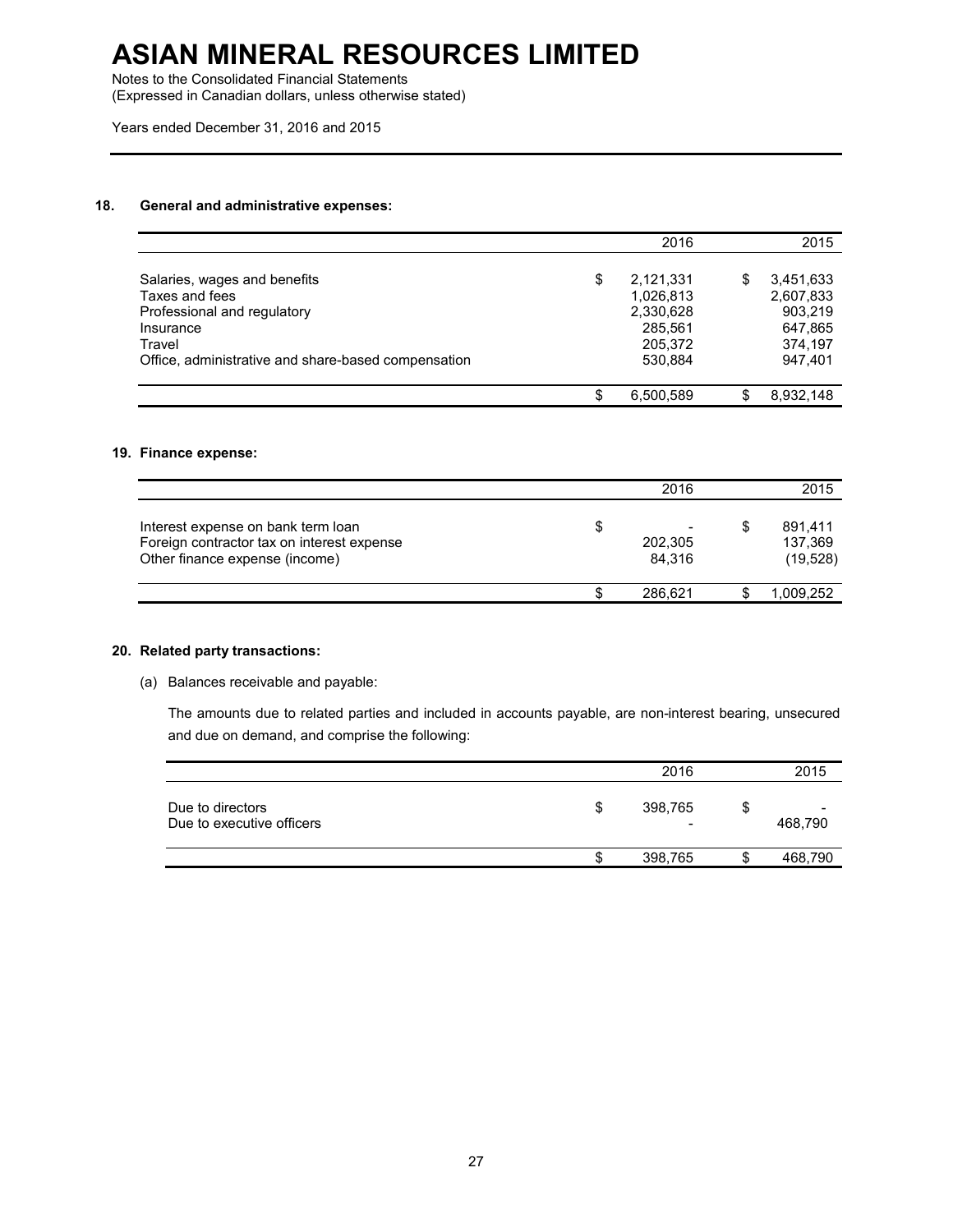# ASIAN MINERAL RESOURCES LIMITED

Notes to the Consolidated Financial Statements
(Expressed in Canadian dollars, unless otherwise stated)

Years ended December 31, 2016 and 2015

## 18. General and administrative expenses:

| | 2016 | 2015 |
|---|---|---|
| Salaries, wages and benefits | $ 2,121,331 | $ 3,451,633 |
| Taxes and fees | 1,026,813 | 2,607,833 |
| Professional and regulatory | 2,330,628 | 903,219 |
| Insurance | 285,561 | 647,865 |
| Travel | 205,372 | 374,197 |
| Office, administrative and share-based compensation | 530,884 | 947,401 |
| | $ 6,500,589 | $ 8,932,148 |

## 19. Finance expense:

| | 2016 | 2015 |
|---|---|---|
| Interest expense on bank term loan | $ - | $ 891,411 |
| Foreign contractor tax on interest expense | 202,305 | 137,369 |
| Other finance expense (income) | 84,316 | (19,528) |
| | $ 286,621 | $ 1,009,252 |

## 20. Related party transactions:

(a) Balances receivable and payable:

The amounts due to related parties and included in accounts payable, are non-interest bearing, unsecured and due on demand, and comprise the following:

| | 2016 | 2015 |
|---|---|---|
| Due to directors | $ 398,765 | $ - |
| Due to executive officers | - | 468,790 |
| | $ 398,765 | $ 468,790 |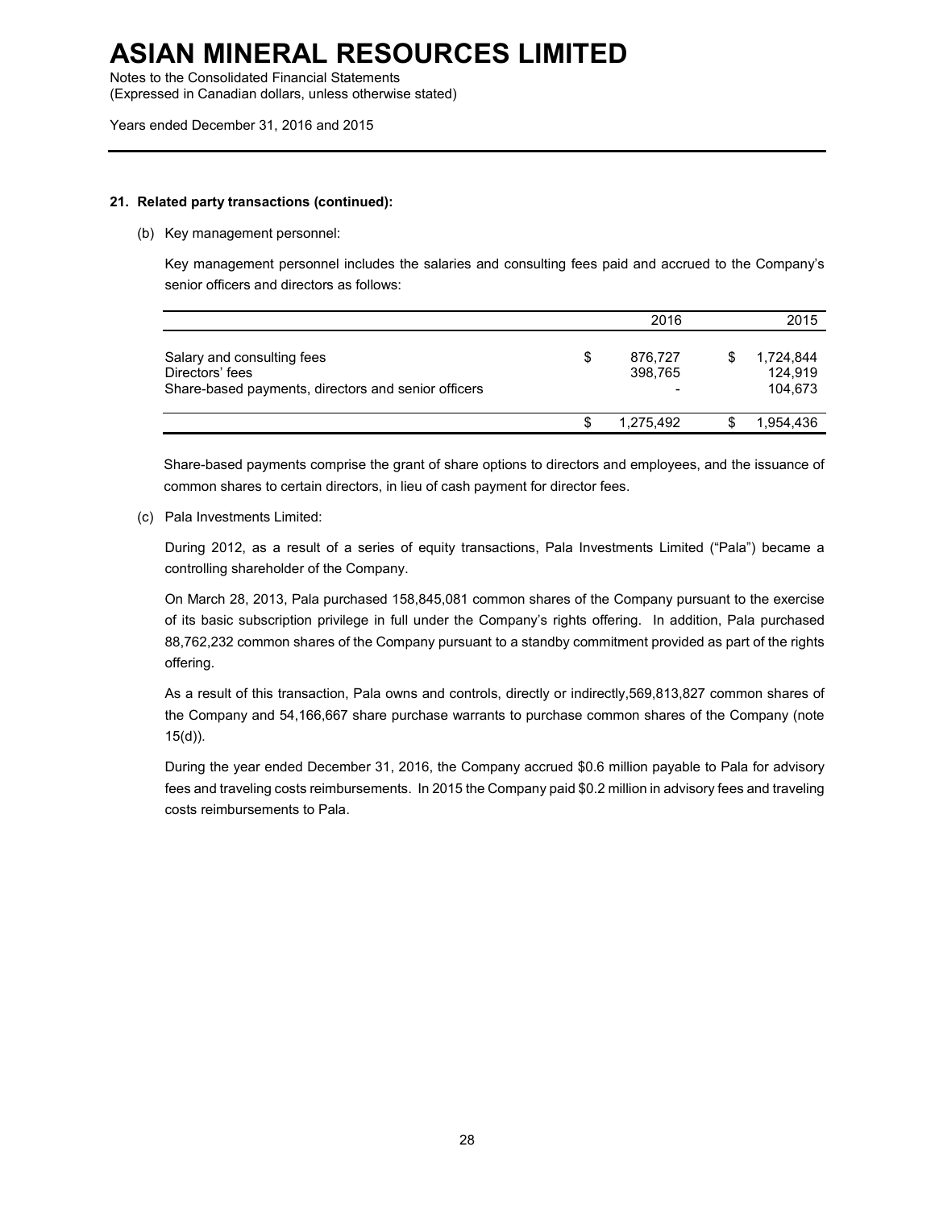# ASIAN MINERAL RESOURCES LIMITED

Notes to the Consolidated Financial Statements
(Expressed in Canadian dollars, unless otherwise stated)

Years ended December 31, 2016 and 2015

**21. Related party transactions (continued):**

(b) Key management personnel:

Key management personnel includes the salaries and consulting fees paid and accrued to the Company's senior officers and directors as follows:

| | 2016 | 2015 |
|---|---|---|
| Salary and consulting fees | $ 876,727 | $ 1,724,844 |
| Directors' fees | 398,765 | 124,919 |
| Share-based payments, directors and senior officers | - | 104,673 |
| | $ 1,275,492 | $ 1,954,436 |

Share-based payments comprise the grant of share options to directors and employees, and the issuance of common shares to certain directors, in lieu of cash payment for director fees.

(c) Pala Investments Limited:

During 2012, as a result of a series of equity transactions, Pala Investments Limited ("Pala") became a controlling shareholder of the Company.

On March 28, 2013, Pala purchased 158,845,081 common shares of the Company pursuant to the exercise of its basic subscription privilege in full under the Company's rights offering. In addition, Pala purchased 88,762,232 common shares of the Company pursuant to a standby commitment provided as part of the rights offering.

As a result of this transaction, Pala owns and controls, directly or indirectly,569,813,827 common shares of the Company and 54,166,667 share purchase warrants to purchase common shares of the Company (note 15(d)).

During the year ended December 31, 2016, the Company accrued $0.6 million payable to Pala for advisory fees and traveling costs reimbursements. In 2015 the Company paid $0.2 million in advisory fees and traveling costs reimbursements to Pala.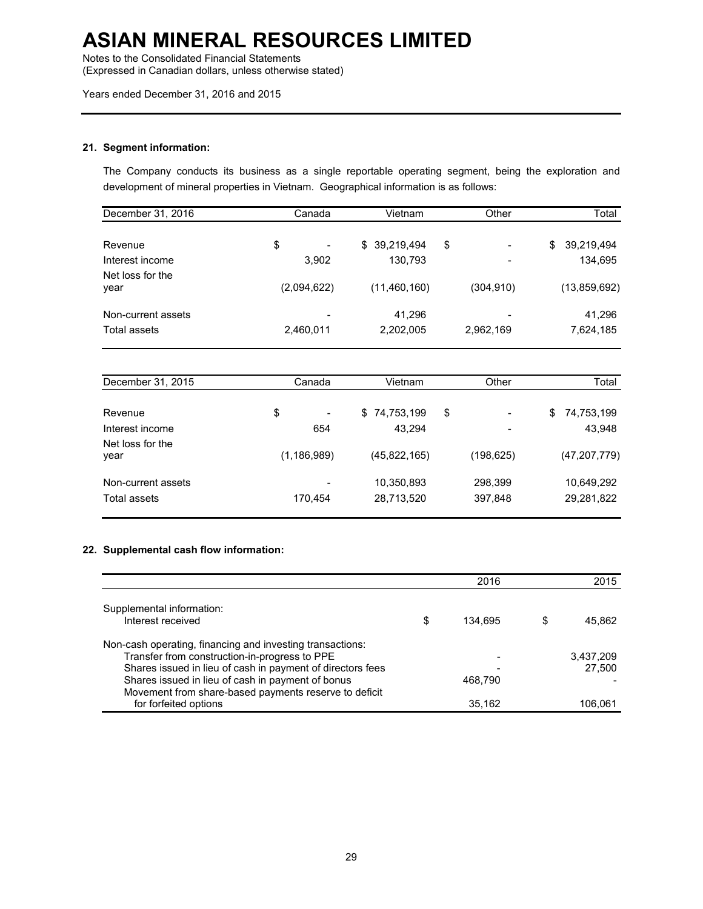## 21. Segment information:

The Company conducts its business as a single reportable operating segment, being the exploration and development of mineral properties in Vietnam. Geographical information is as follows:

| December 31, 2016 | Canada | Vietnam | Other | Total |
|---|---|---|---|---|
| Revenue | $ - | $ 39,219,494 | $ - | $ 39,219,494 |
| Interest income | 3,902 | 130,793 | - | 134,695 |
| Net loss for the year | (2,094,622) | (11,460,160) | (304,910) | (13,859,692) |
| Non-current assets | - | 41,296 | - | 41,296 |
| Total assets | 2,460,011 | 2,202,005 | 2,962,169 | 7,624,185 |

| December 31, 2015 | Canada | Vietnam | Other | Total |
|---|---|---|---|---|
| Revenue | $ - | $ 74,753,199 | $ - | $ 74,753,199 |
| Interest income | 654 | 43,294 | - | 43,948 |
| Net loss for the year | (1,186,989) | (45,822,165) | (198,625) | (47,207,779) |
| Non-current assets | - | 10,350,893 | 298,399 | 10,649,292 |
| Total assets | 170,454 | 28,713,520 | 397,848 | 29,281,822 |

## 22. Supplemental cash flow information:

| | 2016 | 2015 |
|---|---|---|
| Supplemental information: | | |
| Interest received | $ 134,695 | $ 45,862 |
| Non-cash operating, financing and investing transactions: | | |
| Transfer from construction-in-progress to PPE | - | 3,437,209 |
| Shares issued in lieu of cash in payment of directors fees | - | 27,500 |
| Shares issued in lieu of cash in payment of bonus | 468,790 | - |
| Movement from share-based payments reserve to deficit for forfeited options | 35,162 | 106,061 |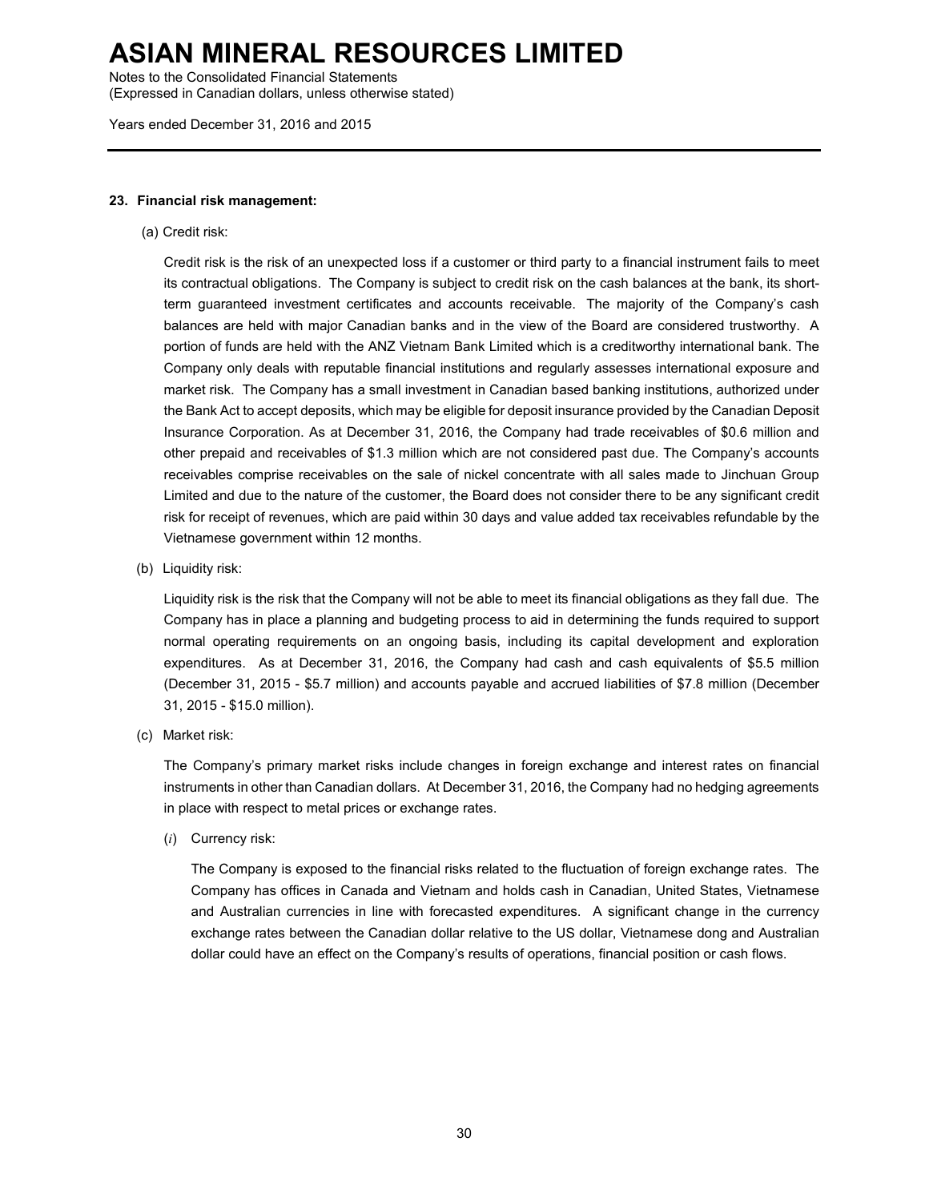# ASIAN MINERAL RESOURCES LIMITED

Notes to the Consolidated Financial Statements
(Expressed in Canadian dollars, unless otherwise stated)

Years ended December 31, 2016 and 2015

**23. Financial risk management:**

(a) Credit risk:

Credit risk is the risk of an unexpected loss if a customer or third party to a financial instrument fails to meet its contractual obligations. The Company is subject to credit risk on the cash balances at the bank, its short-term guaranteed investment certificates and accounts receivable. The majority of the Company's cash balances are held with major Canadian banks and in the view of the Board are considered trustworthy. A portion of funds are held with the ANZ Vietnam Bank Limited which is a creditworthy international bank. The Company only deals with reputable financial institutions and regularly assesses international exposure and market risk. The Company has a small investment in Canadian based banking institutions, authorized under the Bank Act to accept deposits, which may be eligible for deposit insurance provided by the Canadian Deposit Insurance Corporation. As at December 31, 2016, the Company had trade receivables of $0.6 million and other prepaid and receivables of $1.3 million which are not considered past due. The Company's accounts receivables comprise receivables on the sale of nickel concentrate with all sales made to Jinchuan Group Limited and due to the nature of the customer, the Board does not consider there to be any significant credit risk for receipt of revenues, which are paid within 30 days and value added tax receivables refundable by the Vietnamese government within 12 months.

(b) Liquidity risk:

Liquidity risk is the risk that the Company will not be able to meet its financial obligations as they fall due. The Company has in place a planning and budgeting process to aid in determining the funds required to support normal operating requirements on an ongoing basis, including its capital development and exploration expenditures. As at December 31, 2016, the Company had cash and cash equivalents of $5.5 million (December 31, 2015 - $5.7 million) and accounts payable and accrued liabilities of $7.8 million (December 31, 2015 - $15.0 million).

(c) Market risk:

The Company's primary market risks include changes in foreign exchange and interest rates on financial instruments in other than Canadian dollars. At December 31, 2016, the Company had no hedging agreements in place with respect to metal prices or exchange rates.

(*i*) Currency risk:

The Company is exposed to the financial risks related to the fluctuation of foreign exchange rates. The Company has offices in Canada and Vietnam and holds cash in Canadian, United States, Vietnamese and Australian currencies in line with forecasted expenditures. A significant change in the currency exchange rates between the Canadian dollar relative to the US dollar, Vietnamese dong and Australian dollar could have an effect on the Company's results of operations, financial position or cash flows.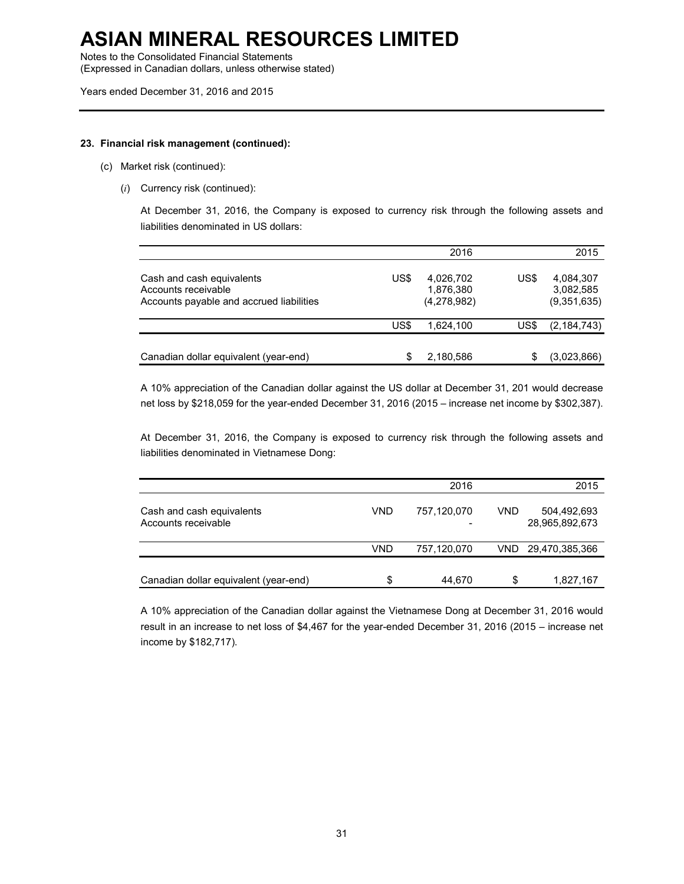# ASIAN MINERAL RESOURCES LIMITED

Notes to the Consolidated Financial Statements
(Expressed in Canadian dollars, unless otherwise stated)

Years ended December 31, 2016 and 2015

**23. Financial risk management (continued):**

(c) Market risk (continued):

(*i*) Currency risk (continued):

At December 31, 2016, the Company is exposed to currency risk through the following assets and liabilities denominated in US dollars:

| | | 2016 | | 2015 |
|---|---|---|---|---|
| Cash and cash equivalents | US$ | 4,026,702 | US$ | 4,084,307 |
| Accounts receivable | | 1,876,380 | | 3,082,585 |
| Accounts payable and accrued liabilities | | (4,278,982) | | (9,351,635) |
| | US$ | 1,624,100 | US$ | (2,184,743) |
| Canadian dollar equivalent (year-end) | $ | 2,180,586 | $ | (3,023,866) |

A 10% appreciation of the Canadian dollar against the US dollar at December 31, 201 would decrease net loss by $218,059 for the year-ended December 31, 2016 (2015 – increase net income by $302,387).

At December 31, 2016, the Company is exposed to currency risk through the following assets and liabilities denominated in Vietnamese Dong:

| | | 2016 | | 2015 |
|---|---|---|---|---|
| Cash and cash equivalents | VND | 757,120,070 | VND | 504,492,693 |
| Accounts receivable | | - | | 28,965,892,673 |
| | VND | 757,120,070 | VND | 29,470,385,366 |
| Canadian dollar equivalent (year-end) | $ | 44,670 | $ | 1,827,167 |

A 10% appreciation of the Canadian dollar against the Vietnamese Dong at December 31, 2016 would result in an increase to net loss of $4,467 for the year-ended December 31, 2016 (2015 – increase net income by $182,717).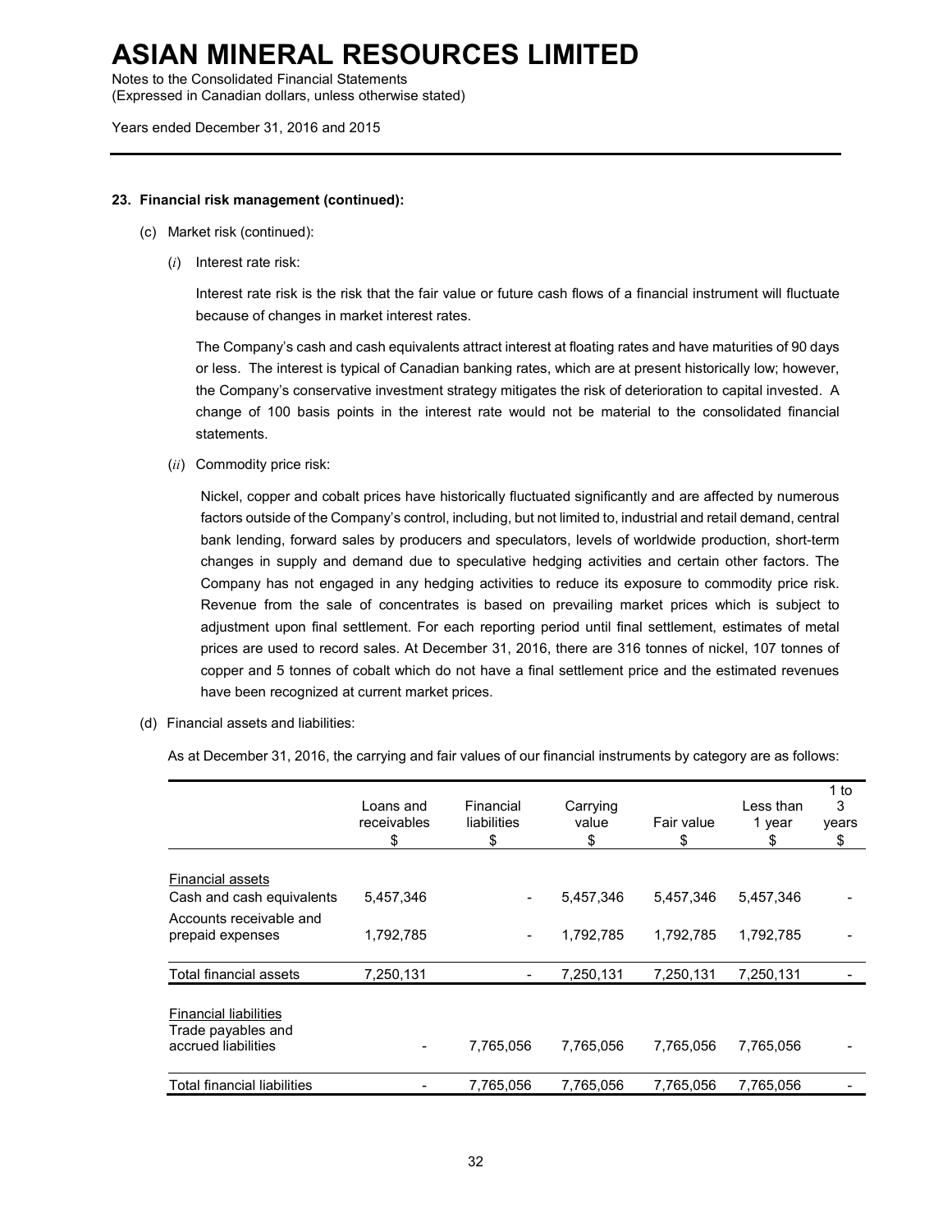## 23. Financial risk management (continued):

(c) Market risk (continued):

(*i*) Interest rate risk:

Interest rate risk is the risk that the fair value or future cash flows of a financial instrument will fluctuate because of changes in market interest rates.

The Company's cash and cash equivalents attract interest at floating rates and have maturities of 90 days or less. The interest is typical of Canadian banking rates, which are at present historically low; however, the Company's conservative investment strategy mitigates the risk of deterioration to capital invested. A change of 100 basis points in the interest rate would not be material to the consolidated financial statements.

(*ii*) Commodity price risk:

Nickel, copper and cobalt prices have historically fluctuated significantly and are affected by numerous factors outside of the Company's control, including, but not limited to, industrial and retail demand, central bank lending, forward sales by producers and speculators, levels of worldwide production, short-term changes in supply and demand due to speculative hedging activities and certain other factors. The Company has not engaged in any hedging activities to reduce its exposure to commodity price risk. Revenue from the sale of concentrates is based on prevailing market prices which is subject to adjustment upon final settlement. For each reporting period until final settlement, estimates of metal prices are used to record sales. At December 31, 2016, there are 316 tonnes of nickel, 107 tonnes of copper and 5 tonnes of cobalt which do not have a final settlement price and the estimated revenues have been recognized at current market prices.

(d) Financial assets and liabilities:

As at December 31, 2016, the carrying and fair values of our financial instruments by category are as follows:

| | Loans and receivables $ | Financial liabilities $ | Carrying value $ | Fair value $ | Less than 1 year $ | 1 to 3 years $ |
|---|---|---|---|---|---|---|
| Financial assets | | | | | | |
| Cash and cash equivalents | 5,457,346 | - | 5,457,346 | 5,457,346 | 5,457,346 | - |
| Accounts receivable and prepaid expenses | 1,792,785 | - | 1,792,785 | 1,792,785 | 1,792,785 | - |
| Total financial assets | 7,250,131 | - | 7,250,131 | 7,250,131 | 7,250,131 | - |
| Financial liabilities | | | | | | |
| Trade payables and accrued liabilities | - | 7,765,056 | 7,765,056 | 7,765,056 | 7,765,056 | - |
| Total financial liabilities | - | 7,765,056 | 7,765,056 | 7,765,056 | 7,765,056 | - |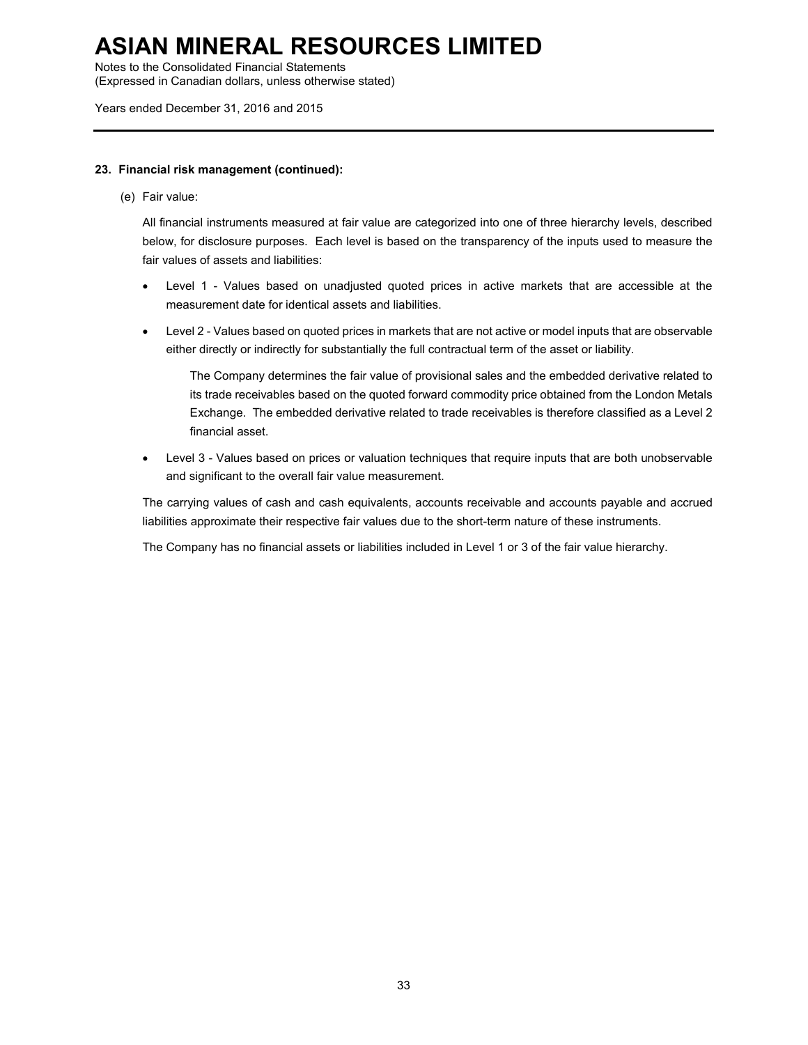**23. Financial risk management (continued):**

(e) Fair value:

All financial instruments measured at fair value are categorized into one of three hierarchy levels, described below, for disclosure purposes. Each level is based on the transparency of the inputs used to measure the fair values of assets and liabilities:

- Level 1 - Values based on unadjusted quoted prices in active markets that are accessible at the measurement date for identical assets and liabilities.
- Level 2 - Values based on quoted prices in markets that are not active or model inputs that are observable either directly or indirectly for substantially the full contractual term of the asset or liability.

  The Company determines the fair value of provisional sales and the embedded derivative related to its trade receivables based on the quoted forward commodity price obtained from the London Metals Exchange. The embedded derivative related to trade receivables is therefore classified as a Level 2 financial asset.

- Level 3 - Values based on prices or valuation techniques that require inputs that are both unobservable and significant to the overall fair value measurement.

The carrying values of cash and cash equivalents, accounts receivable and accounts payable and accrued liabilities approximate their respective fair values due to the short-term nature of these instruments.

The Company has no financial assets or liabilities included in Level 1 or 3 of the fair value hierarchy.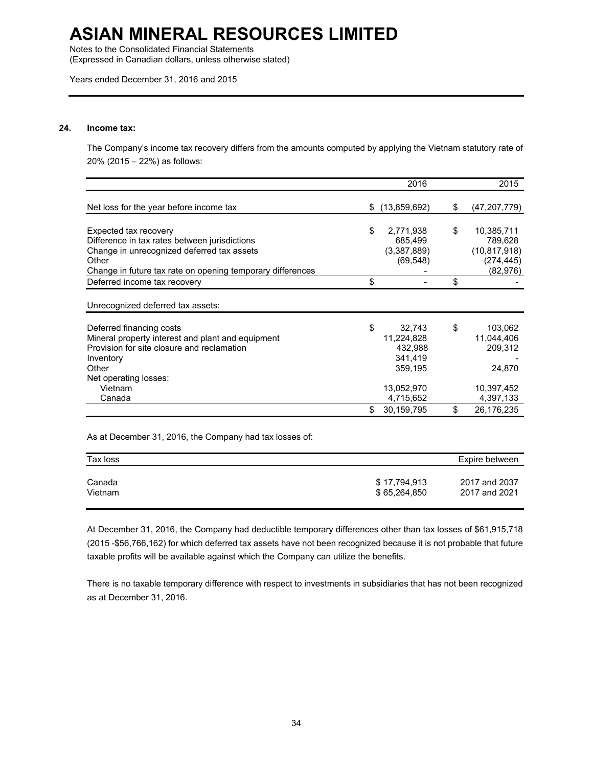## 24. Income tax:

The Company's income tax recovery differs from the amounts computed by applying the Vietnam statutory rate of 20% (2015 – 22%) as follows:

| | 2016 | 2015 |
|---|---|---|
| Net loss for the year before income tax | $ (13,859,692) | $ (47,207,779) |
| Expected tax recovery | $ 2,771,938 | $ 10,385,711 |
| Difference in tax rates between jurisdictions | 685,499 | 789,628 |
| Change in unrecognized deferred tax assets | (3,387,889) | (10,817,918) |
| Other | (69,548) | (274,445) |
| Change in future tax rate on opening temporary differences | - | (82,976) |
| Deferred income tax recovery | $ - | $ - |
| Unrecognized deferred tax assets: | | |
| Deferred financing costs | $ 32,743 | $ 103,062 |
| Mineral property interest and plant and equipment | 11,224,828 | 11,044,406 |
| Provision for site closure and reclamation | 432,988 | 209,312 |
| Inventory | 341,419 | - |
| Other | 359,195 | 24,870 |
| Net operating losses: | | |
| Vietnam | 13,052,970 | 10,397,452 |
| Canada | 4,715,652 | 4,397,133 |
| | $ 30,159,795 | $ 26,176,235 |

As at December 31, 2016, the Company had tax losses of:

| Tax loss | | Expire between |
|---|---|---|
| Canada | $ 17,794,913 | 2017 and 2037 |
| Vietnam | $ 65,264,850 | 2017 and 2021 |

At December 31, 2016, the Company had deductible temporary differences other than tax losses of $61,915,718 (2015 -$56,766,162) for which deferred tax assets have not been recognized because it is not probable that future taxable profits will be available against which the Company can utilize the benefits.

There is no taxable temporary difference with respect to investments in subsidiaries that has not been recognized as at December 31, 2016.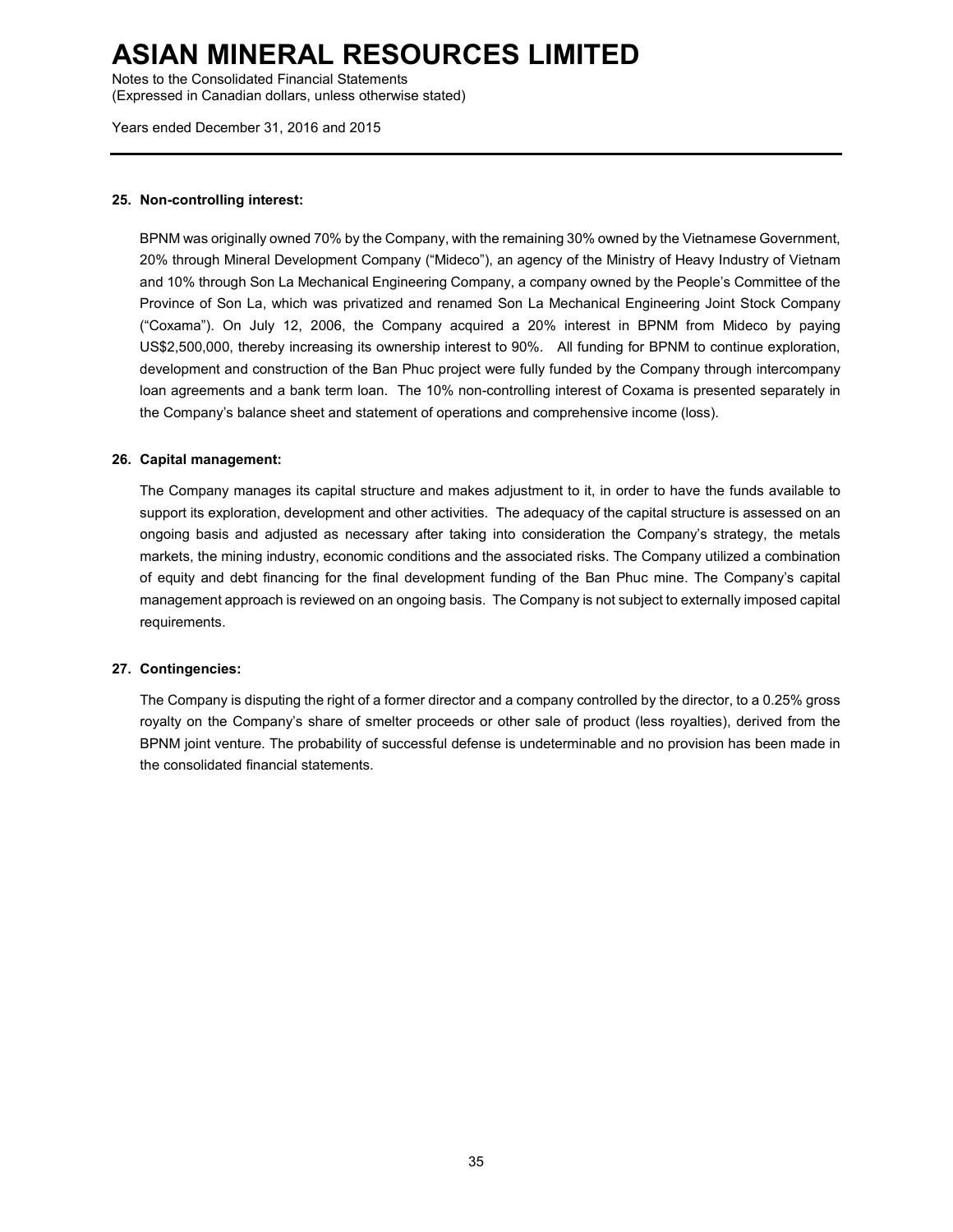**25. Non-controlling interest:**

BPNM was originally owned 70% by the Company, with the remaining 30% owned by the Vietnamese Government, 20% through Mineral Development Company ("Mideco"), an agency of the Ministry of Heavy Industry of Vietnam and 10% through Son La Mechanical Engineering Company, a company owned by the People's Committee of the Province of Son La, which was privatized and renamed Son La Mechanical Engineering Joint Stock Company ("Coxama"). On July 12, 2006, the Company acquired a 20% interest in BPNM from Mideco by paying US$2,500,000, thereby increasing its ownership interest to 90%. All funding for BPNM to continue exploration, development and construction of the Ban Phuc project were fully funded by the Company through intercompany loan agreements and a bank term loan. The 10% non-controlling interest of Coxama is presented separately in the Company's balance sheet and statement of operations and comprehensive income (loss).

**26. Capital management:**

The Company manages its capital structure and makes adjustment to it, in order to have the funds available to support its exploration, development and other activities. The adequacy of the capital structure is assessed on an ongoing basis and adjusted as necessary after taking into consideration the Company's strategy, the metals markets, the mining industry, economic conditions and the associated risks. The Company utilized a combination of equity and debt financing for the final development funding of the Ban Phuc mine. The Company's capital management approach is reviewed on an ongoing basis. The Company is not subject to externally imposed capital requirements.

**27. Contingencies:**

The Company is disputing the right of a former director and a company controlled by the director, to a 0.25% gross royalty on the Company's share of smelter proceeds or other sale of product (less royalties), derived from the BPNM joint venture. The probability of successful defense is undeterminable and no provision has been made in the consolidated financial statements.